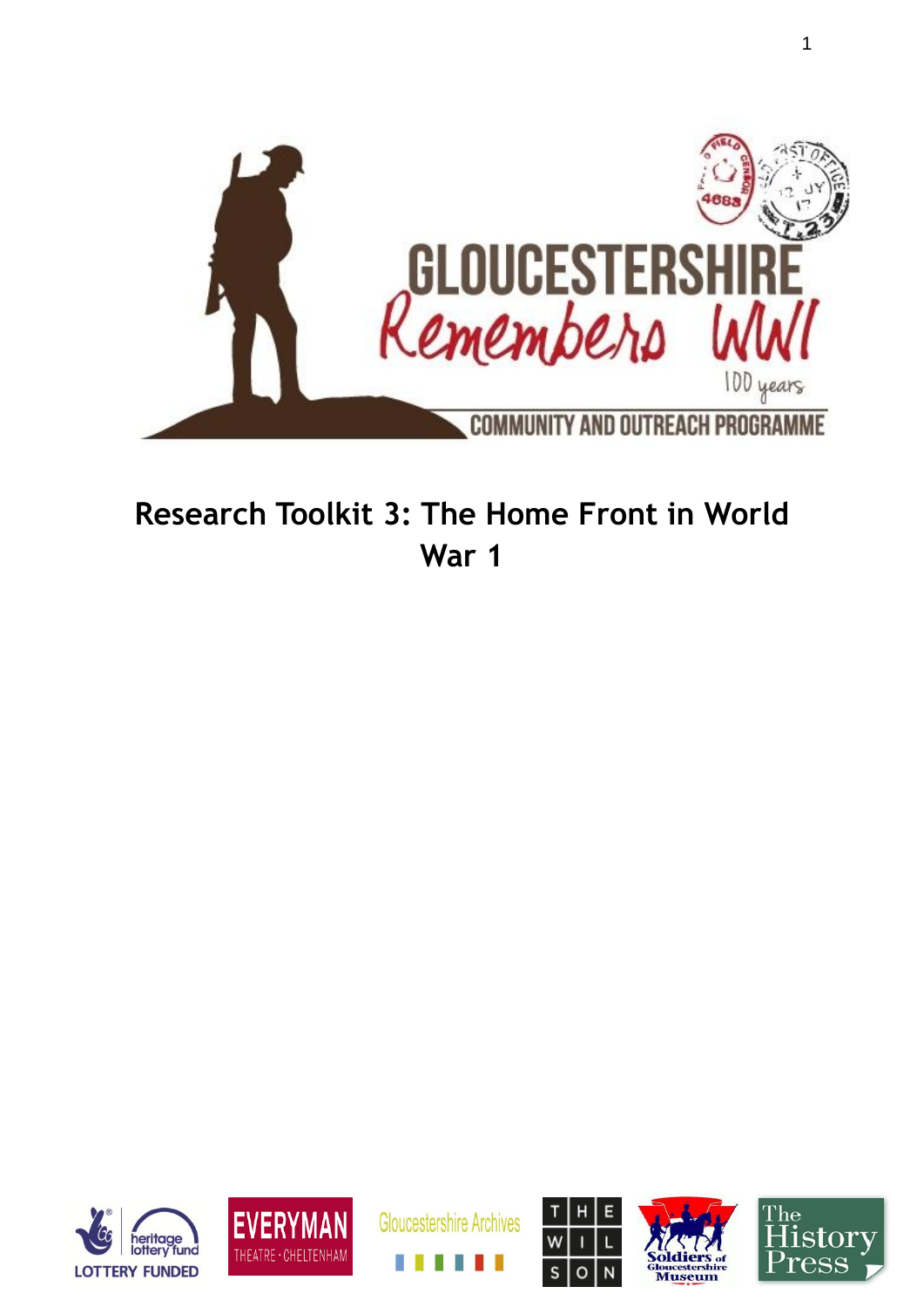GLOUCESTERSHIRE

Remembers WWI

100 years

COMMUNITY AND OUTREACH PROGRAMME

# Research Toolkit 3: The Home Front in World War 1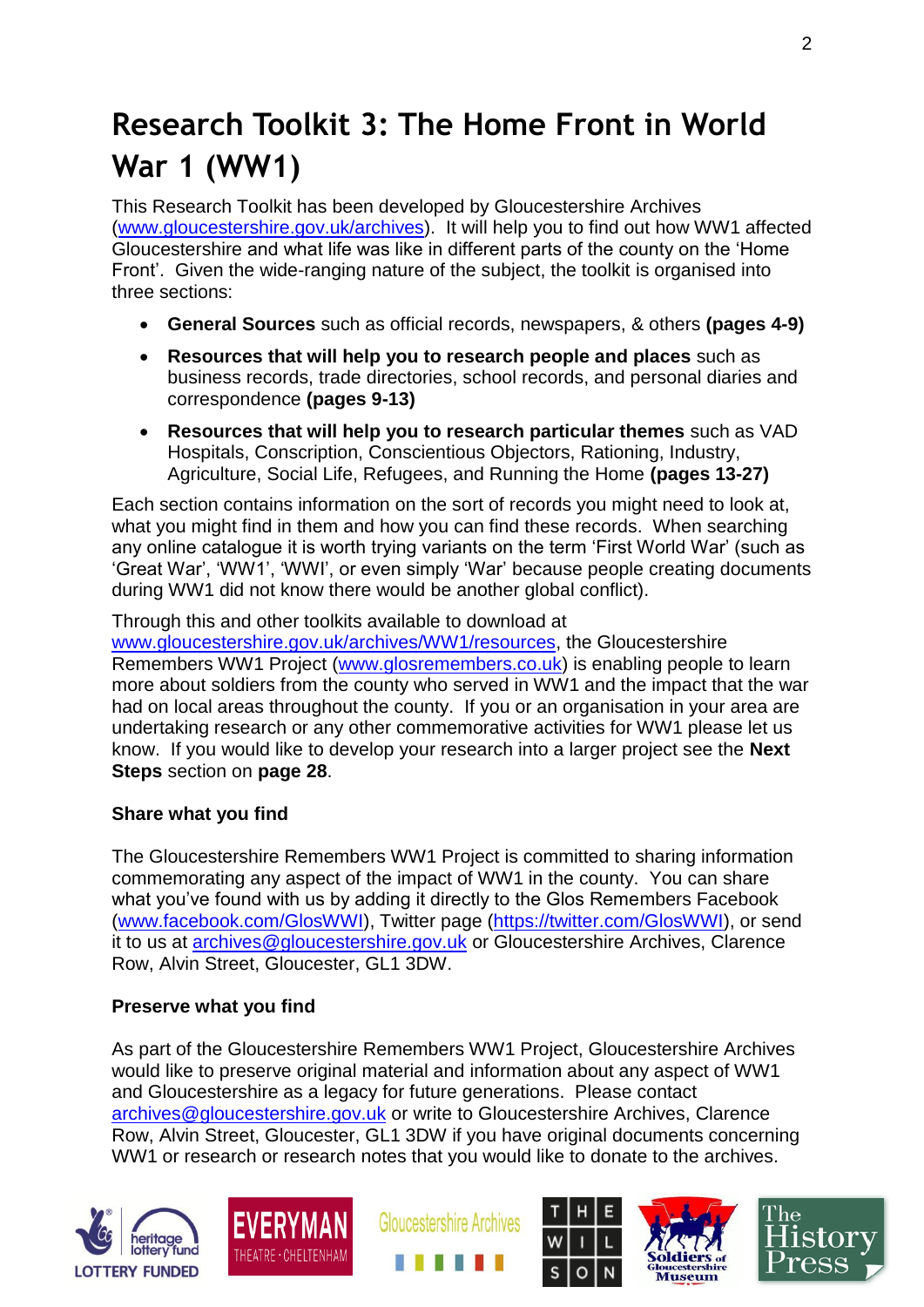# Research Toolkit 3: The Home Front in World War 1 (WW1)

This Research Toolkit has been developed by Gloucestershire Archives (www.gloucestershire.gov.uk/archives). It will help you to find out how WW1 affected Gloucestershire and what life was like in different parts of the county on the 'Home Front'. Given the wide-ranging nature of the subject, the toolkit is organised into three sections:

- **General Sources** such as official records, newspapers, & others **(pages 4-9)**
- **Resources that will help you to research people and places** such as business records, trade directories, school records, and personal diaries and correspondence **(pages 9-13)**
- **Resources that will help you to research particular themes** such as VAD Hospitals, Conscription, Conscientious Objectors, Rationing, Industry, Agriculture, Social Life, Refugees, and Running the Home **(pages 13-27)**

Each section contains information on the sort of records you might need to look at, what you might find in them and how you can find these records. When searching any online catalogue it is worth trying variants on the term 'First World War' (such as 'Great War', 'WW1', 'WWI', or even simply 'War' because people creating documents during WW1 did not know there would be another global conflict).

Through this and other toolkits available to download at www.gloucestershire.gov.uk/archives/WW1/resources, the Gloucestershire Remembers WW1 Project (www.glosremembers.co.uk) is enabling people to learn more about soldiers from the county who served in WW1 and the impact that the war had on local areas throughout the county. If you or an organisation in your area are undertaking research or any other commemorative activities for WW1 please let us know. If you would like to develop your research into a larger project see the **Next Steps** section on **page 28**.

**Share what you find**

The Gloucestershire Remembers WW1 Project is committed to sharing information commemorating any aspect of the impact of WW1 in the county. You can share what you've found with us by adding it directly to the Glos Remembers Facebook (www.facebook.com/GlosWWI), Twitter page (https://twitter.com/GlosWWI), or send it to us at archives@gloucestershire.gov.uk or Gloucestershire Archives, Clarence Row, Alvin Street, Gloucester, GL1 3DW.

**Preserve what you find**

As part of the Gloucestershire Remembers WW1 Project, Gloucestershire Archives would like to preserve original material and information about any aspect of WW1 and Gloucestershire as a legacy for future generations. Please contact archives@gloucestershire.gov.uk or write to Gloucestershire Archives, Clarence Row, Alvin Street, Gloucester, GL1 3DW if you have original documents concerning WW1 or research or research notes that you would like to donate to the archives.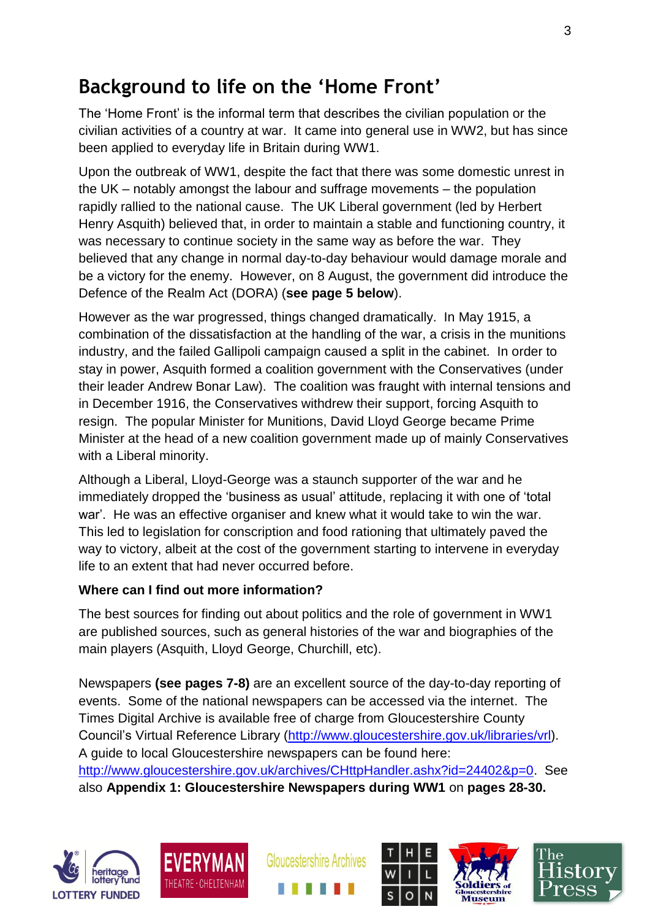# Background to life on the 'Home Front'

The 'Home Front' is the informal term that describes the civilian population or the civilian activities of a country at war. It came into general use in WW2, but has since been applied to everyday life in Britain during WW1.

Upon the outbreak of WW1, despite the fact that there was some domestic unrest in the UK – notably amongst the labour and suffrage movements – the population rapidly rallied to the national cause. The UK Liberal government (led by Herbert Henry Asquith) believed that, in order to maintain a stable and functioning country, it was necessary to continue society in the same way as before the war. They believed that any change in normal day-to-day behaviour would damage morale and be a victory for the enemy. However, on 8 August, the government did introduce the Defence of the Realm Act (DORA) (**see page 5 below**).

However as the war progressed, things changed dramatically. In May 1915, a combination of the dissatisfaction at the handling of the war, a crisis in the munitions industry, and the failed Gallipoli campaign caused a split in the cabinet. In order to stay in power, Asquith formed a coalition government with the Conservatives (under their leader Andrew Bonar Law). The coalition was fraught with internal tensions and in December 1916, the Conservatives withdrew their support, forcing Asquith to resign. The popular Minister for Munitions, David Lloyd George became Prime Minister at the head of a new coalition government made up of mainly Conservatives with a Liberal minority.

Although a Liberal, Lloyd-George was a staunch supporter of the war and he immediately dropped the 'business as usual' attitude, replacing it with one of 'total war'. He was an effective organiser and knew what it would take to win the war. This led to legislation for conscription and food rationing that ultimately paved the way to victory, albeit at the cost of the government starting to intervene in everyday life to an extent that had never occurred before.

**Where can I find out more information?**

The best sources for finding out about politics and the role of government in WW1 are published sources, such as general histories of the war and biographies of the main players (Asquith, Lloyd George, Churchill, etc).

Newspapers **(see pages 7-8)** are an excellent source of the day-to-day reporting of events. Some of the national newspapers can be accessed via the internet. The Times Digital Archive is available free of charge from Gloucestershire County Council's Virtual Reference Library (http://www.gloucestershire.gov.uk/libraries/vrl). A guide to local Gloucestershire newspapers can be found here: http://www.gloucestershire.gov.uk/archives/CHttpHandler.ashx?id=24402&p=0. See also **Appendix 1: Gloucestershire Newspapers during WW1** on **pages 28-30.**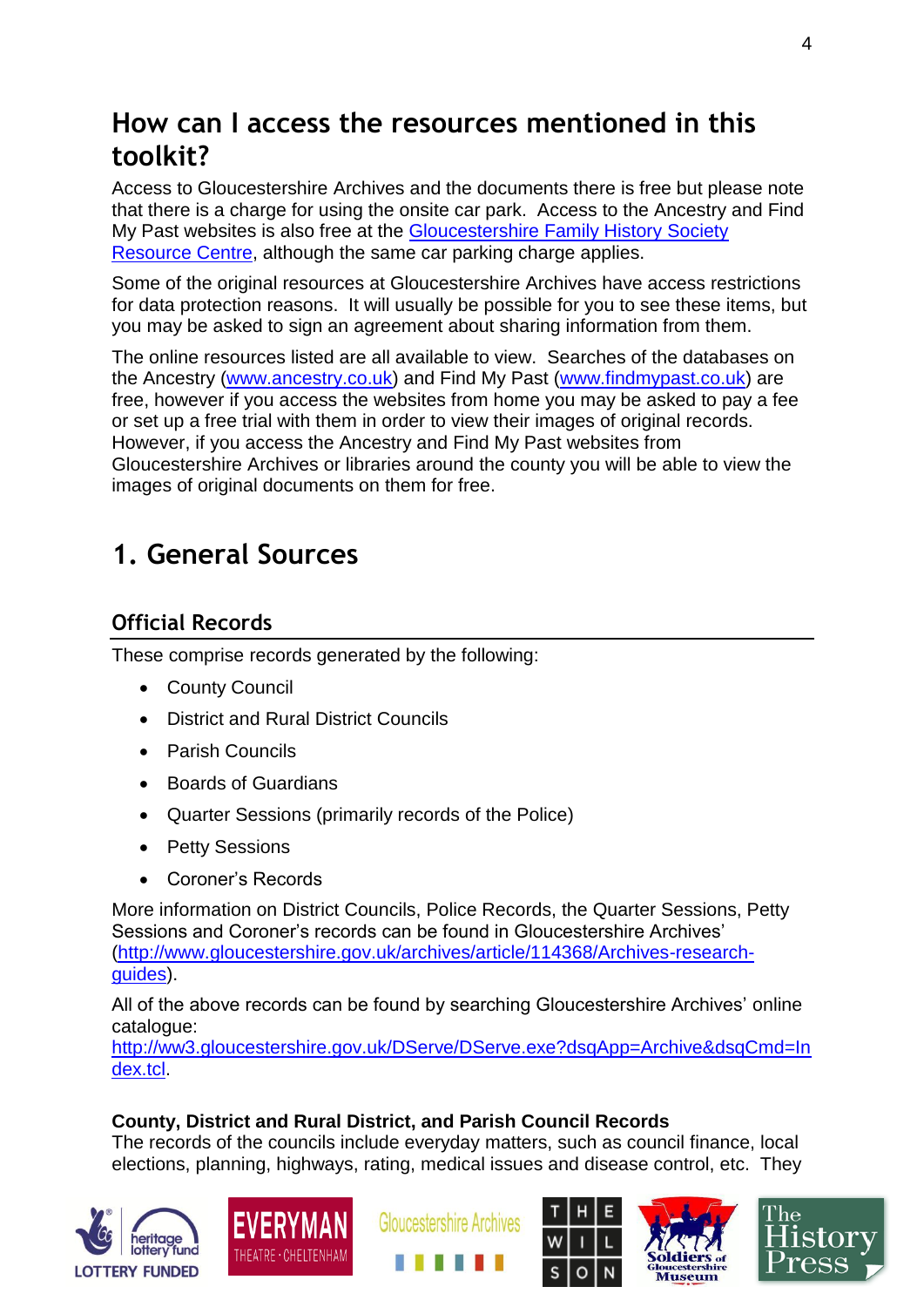## How can I access the resources mentioned in this toolkit?

Access to Gloucestershire Archives and the documents there is free but please note that there is a charge for using the onsite car park. Access to the Ancestry and Find My Past websites is also free at the Gloucestershire Family History Society Resource Centre, although the same car parking charge applies.

Some of the original resources at Gloucestershire Archives have access restrictions for data protection reasons. It will usually be possible for you to see these items, but you may be asked to sign an agreement about sharing information from them.

The online resources listed are all available to view. Searches of the databases on the Ancestry (www.ancestry.co.uk) and Find My Past (www.findmypast.co.uk) are free, however if you access the websites from home you may be asked to pay a fee or set up a free trial with them in order to view their images of original records. However, if you access the Ancestry and Find My Past websites from Gloucestershire Archives or libraries around the county you will be able to view the images of original documents on them for free.

## 1. General Sources

### Official Records

These comprise records generated by the following:

- County Council
- District and Rural District Councils
- Parish Councils
- Boards of Guardians
- Quarter Sessions (primarily records of the Police)
- Petty Sessions
- Coroner's Records

More information on District Councils, Police Records, the Quarter Sessions, Petty Sessions and Coroner's records can be found in Gloucestershire Archives' (http://www.gloucestershire.gov.uk/archives/article/114368/Archives-research-guides).

All of the above records can be found by searching Gloucestershire Archives' online catalogue:
http://ww3.gloucestershire.gov.uk/DServe/DServe.exe?dsqApp=Archive&dsqCmd=Index.tcl.

**County, District and Rural District, and Parish Council Records**

The records of the councils include everyday matters, such as council finance, local elections, planning, highways, rating, medical issues and disease control, etc. They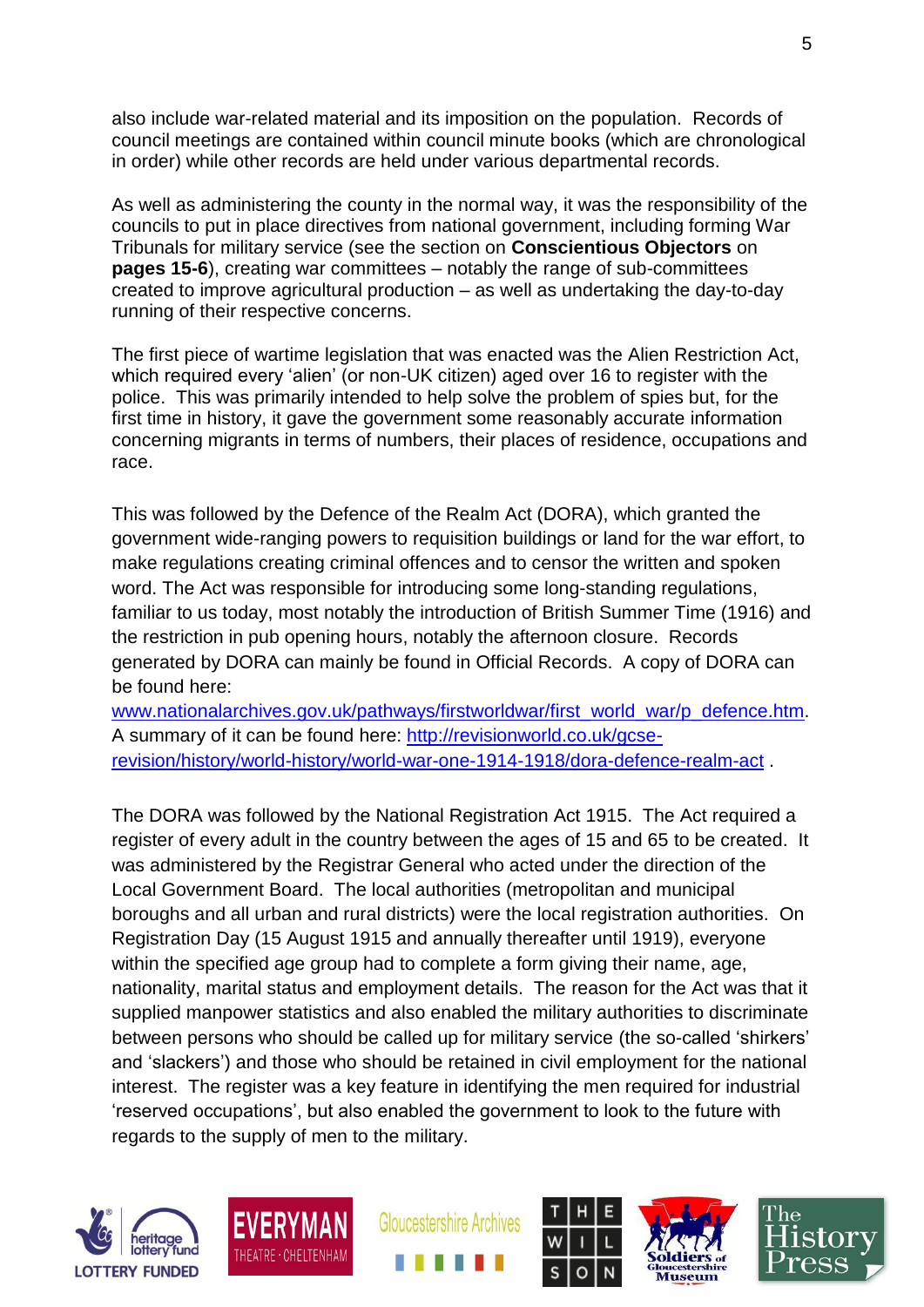also include war-related material and its imposition on the population. Records of council meetings are contained within council minute books (which are chronological in order) while other records are held under various departmental records.

As well as administering the county in the normal way, it was the responsibility of the councils to put in place directives from national government, including forming War Tribunals for military service (see the section on **Conscientious Objectors** on **pages 15-6**), creating war committees – notably the range of sub-committees created to improve agricultural production – as well as undertaking the day-to-day running of their respective concerns.

The first piece of wartime legislation that was enacted was the Alien Restriction Act, which required every 'alien' (or non-UK citizen) aged over 16 to register with the police. This was primarily intended to help solve the problem of spies but, for the first time in history, it gave the government some reasonably accurate information concerning migrants in terms of numbers, their places of residence, occupations and race.

This was followed by the Defence of the Realm Act (DORA), which granted the government wide-ranging powers to requisition buildings or land for the war effort, to make regulations creating criminal offences and to censor the written and spoken word. The Act was responsible for introducing some long-standing regulations, familiar to us today, most notably the introduction of British Summer Time (1916) and the restriction in pub opening hours, notably the afternoon closure. Records generated by DORA can mainly be found in Official Records. A copy of DORA can be found here: [www.nationalarchives.gov.uk/pathways/firstworldwar/first_world_war/p_defence.htm](www.nationalarchives.gov.uk/pathways/firstworldwar/first_world_war/p_defence.htm). A summary of it can be found here: [http://revisionworld.co.uk/gcse-revision/history/world-history/world-war-one-1914-1918/dora-defence-realm-act](http://revisionworld.co.uk/gcse-revision/history/world-history/world-war-one-1914-1918/dora-defence-realm-act) .

The DORA was followed by the National Registration Act 1915. The Act required a register of every adult in the country between the ages of 15 and 65 to be created. It was administered by the Registrar General who acted under the direction of the Local Government Board. The local authorities (metropolitan and municipal boroughs and all urban and rural districts) were the local registration authorities. On Registration Day (15 August 1915 and annually thereafter until 1919), everyone within the specified age group had to complete a form giving their name, age, nationality, marital status and employment details. The reason for the Act was that it supplied manpower statistics and also enabled the military authorities to discriminate between persons who should be called up for military service (the so-called 'shirkers' and 'slackers') and those who should be retained in civil employment for the national interest. The register was a key feature in identifying the men required for industrial 'reserved occupations', but also enabled the government to look to the future with regards to the supply of men to the military.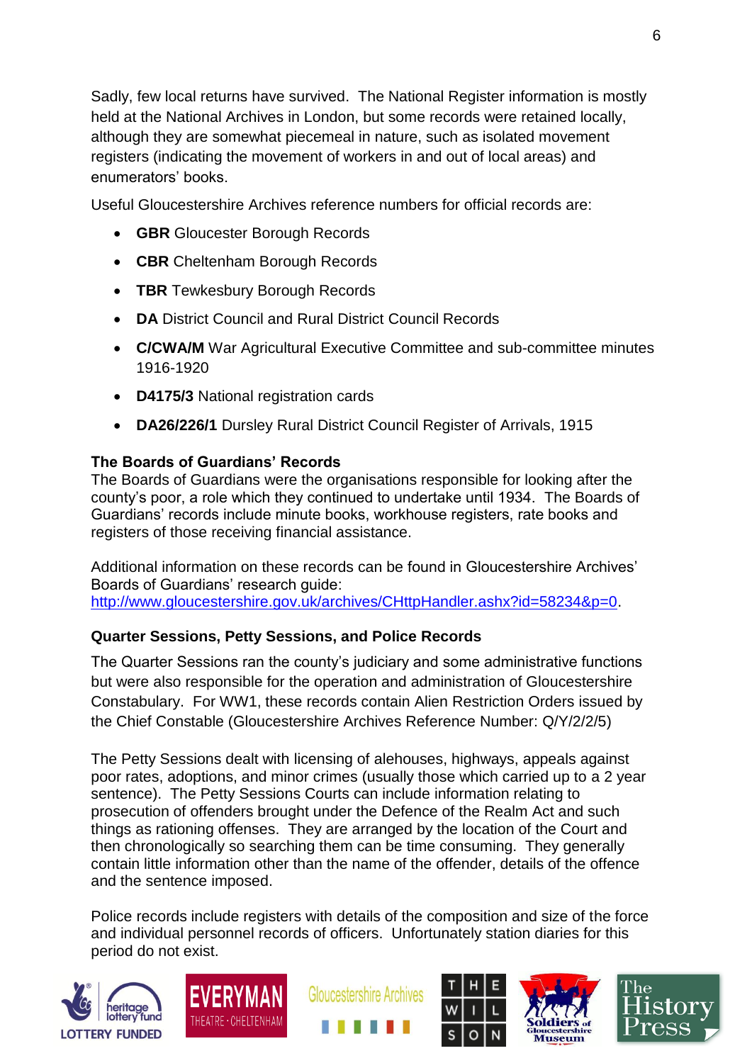Sadly, few local returns have survived. The National Register information is mostly held at the National Archives in London, but some records were retained locally, although they are somewhat piecemeal in nature, such as isolated movement registers (indicating the movement of workers in and out of local areas) and enumerators' books.

Useful Gloucestershire Archives reference numbers for official records are:

- **GBR** Gloucester Borough Records
- **CBR** Cheltenham Borough Records
- **TBR** Tewkesbury Borough Records
- **DA** District Council and Rural District Council Records
- **C/CWA/M** War Agricultural Executive Committee and sub-committee minutes 1916-1920
- **D4175/3** National registration cards
- **DA26/226/1** Dursley Rural District Council Register of Arrivals, 1915

**The Boards of Guardians' Records**

The Boards of Guardians were the organisations responsible for looking after the county's poor, a role which they continued to undertake until 1934. The Boards of Guardians' records include minute books, workhouse registers, rate books and registers of those receiving financial assistance.

Additional information on these records can be found in Gloucestershire Archives' Boards of Guardians' research guide: http://www.gloucestershire.gov.uk/archives/CHttpHandler.ashx?id=58234&p=0.

**Quarter Sessions, Petty Sessions, and Police Records**

The Quarter Sessions ran the county's judiciary and some administrative functions but were also responsible for the operation and administration of Gloucestershire Constabulary. For WW1, these records contain Alien Restriction Orders issued by the Chief Constable (Gloucestershire Archives Reference Number: Q/Y/2/2/5)

The Petty Sessions dealt with licensing of alehouses, highways, appeals against poor rates, adoptions, and minor crimes (usually those which carried up to a 2 year sentence). The Petty Sessions Courts can include information relating to prosecution of offenders brought under the Defence of the Realm Act and such things as rationing offenses. They are arranged by the location of the Court and then chronologically so searching them can be time consuming. They generally contain little information other than the name of the offender, details of the offence and the sentence imposed.

Police records include registers with details of the composition and size of the force and individual personnel records of officers. Unfortunately station diaries for this period do not exist.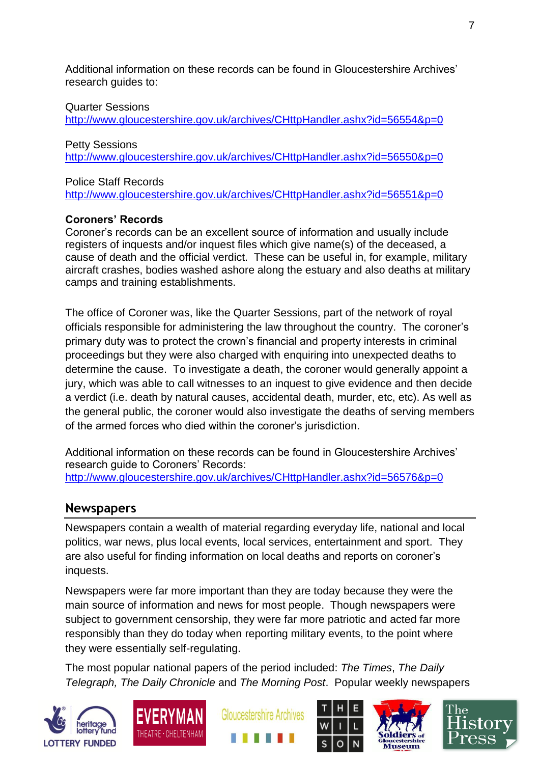Additional information on these records can be found in Gloucestershire Archives' research guides to:

Quarter Sessions
http://www.gloucestershire.gov.uk/archives/CHttpHandler.ashx?id=56554&p=0

Petty Sessions
http://www.gloucestershire.gov.uk/archives/CHttpHandler.ashx?id=56550&p=0

Police Staff Records
http://www.gloucestershire.gov.uk/archives/CHttpHandler.ashx?id=56551&p=0

**Coroners' Records**
Coroner's records can be an excellent source of information and usually include registers of inquests and/or inquest files which give name(s) of the deceased, a cause of death and the official verdict. These can be useful in, for example, military aircraft crashes, bodies washed ashore along the estuary and also deaths at military camps and training establishments.

The office of Coroner was, like the Quarter Sessions, part of the network of royal officials responsible for administering the law throughout the country. The coroner's primary duty was to protect the crown's financial and property interests in criminal proceedings but they were also charged with enquiring into unexpected deaths to determine the cause. To investigate a death, the coroner would generally appoint a jury, which was able to call witnesses to an inquest to give evidence and then decide a verdict (i.e. death by natural causes, accidental death, murder, etc, etc). As well as the general public, the coroner would also investigate the deaths of serving members of the armed forces who died within the coroner's jurisdiction.

Additional information on these records can be found in Gloucestershire Archives' research guide to Coroners' Records:
http://www.gloucestershire.gov.uk/archives/CHttpHandler.ashx?id=56576&p=0

## Newspapers

Newspapers contain a wealth of material regarding everyday life, national and local politics, war news, plus local events, local services, entertainment and sport. They are also useful for finding information on local deaths and reports on coroner's inquests.

Newspapers were far more important than they are today because they were the main source of information and news for most people. Though newspapers were subject to government censorship, they were far more patriotic and acted far more responsibly than they do today when reporting military events, to the point where they were essentially self-regulating.

The most popular national papers of the period included: *The Times*, *The Daily Telegraph, The Daily Chronicle* and *The Morning Post*. Popular weekly newspapers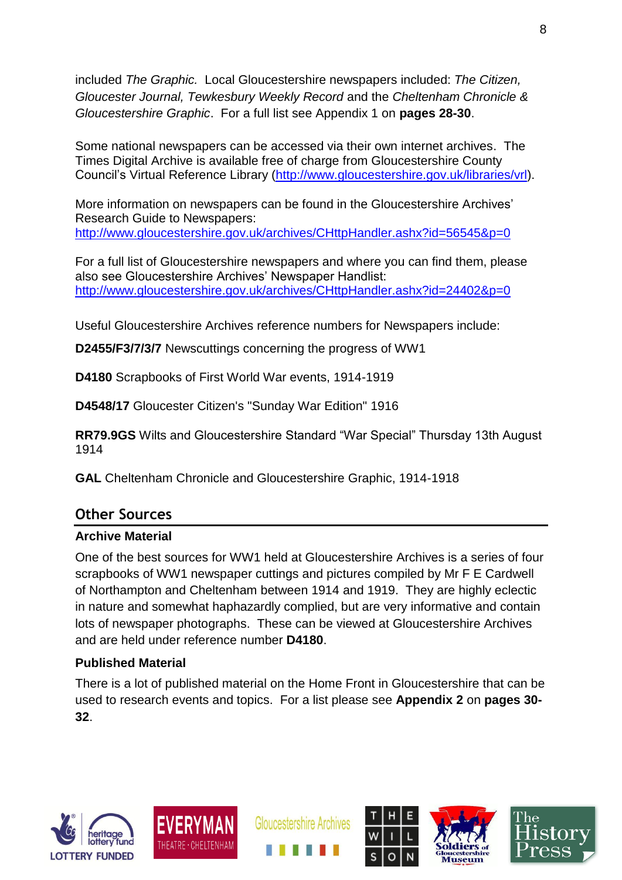included *The Graphic.* Local Gloucestershire newspapers included: *The Citizen, Gloucester Journal, Tewkesbury Weekly Record* and the *Cheltenham Chronicle & Gloucestershire Graphic*. For a full list see Appendix 1 on **pages 28-30**.

Some national newspapers can be accessed via their own internet archives. The Times Digital Archive is available free of charge from Gloucestershire County Council's Virtual Reference Library (http://www.gloucestershire.gov.uk/libraries/vrl).

More information on newspapers can be found in the Gloucestershire Archives' Research Guide to Newspapers: http://www.gloucestershire.gov.uk/archives/CHttpHandler.ashx?id=56545&p=0

For a full list of Gloucestershire newspapers and where you can find them, please also see Gloucestershire Archives' Newspaper Handlist: http://www.gloucestershire.gov.uk/archives/CHttpHandler.ashx?id=24402&p=0

Useful Gloucestershire Archives reference numbers for Newspapers include:

**D2455/F3/7/3/7** Newscuttings concerning the progress of WW1

**D4180** Scrapbooks of First World War events, 1914-1919

**D4548/17** Gloucester Citizen's "Sunday War Edition" 1916

**RR79.9GS** Wilts and Gloucestershire Standard "War Special" Thursday 13th August 1914

**GAL** Cheltenham Chronicle and Gloucestershire Graphic, 1914-1918

## Other Sources

### Archive Material

One of the best sources for WW1 held at Gloucestershire Archives is a series of four scrapbooks of WW1 newspaper cuttings and pictures compiled by Mr F E Cardwell of Northampton and Cheltenham between 1914 and 1919. They are highly eclectic in nature and somewhat haphazardly complied, but are very informative and contain lots of newspaper photographs. These can be viewed at Gloucestershire Archives and are held under reference number **D4180**.

### Published Material

There is a lot of published material on the Home Front in Gloucestershire that can be used to research events and topics. For a list please see **Appendix 2** on **pages 30-32**.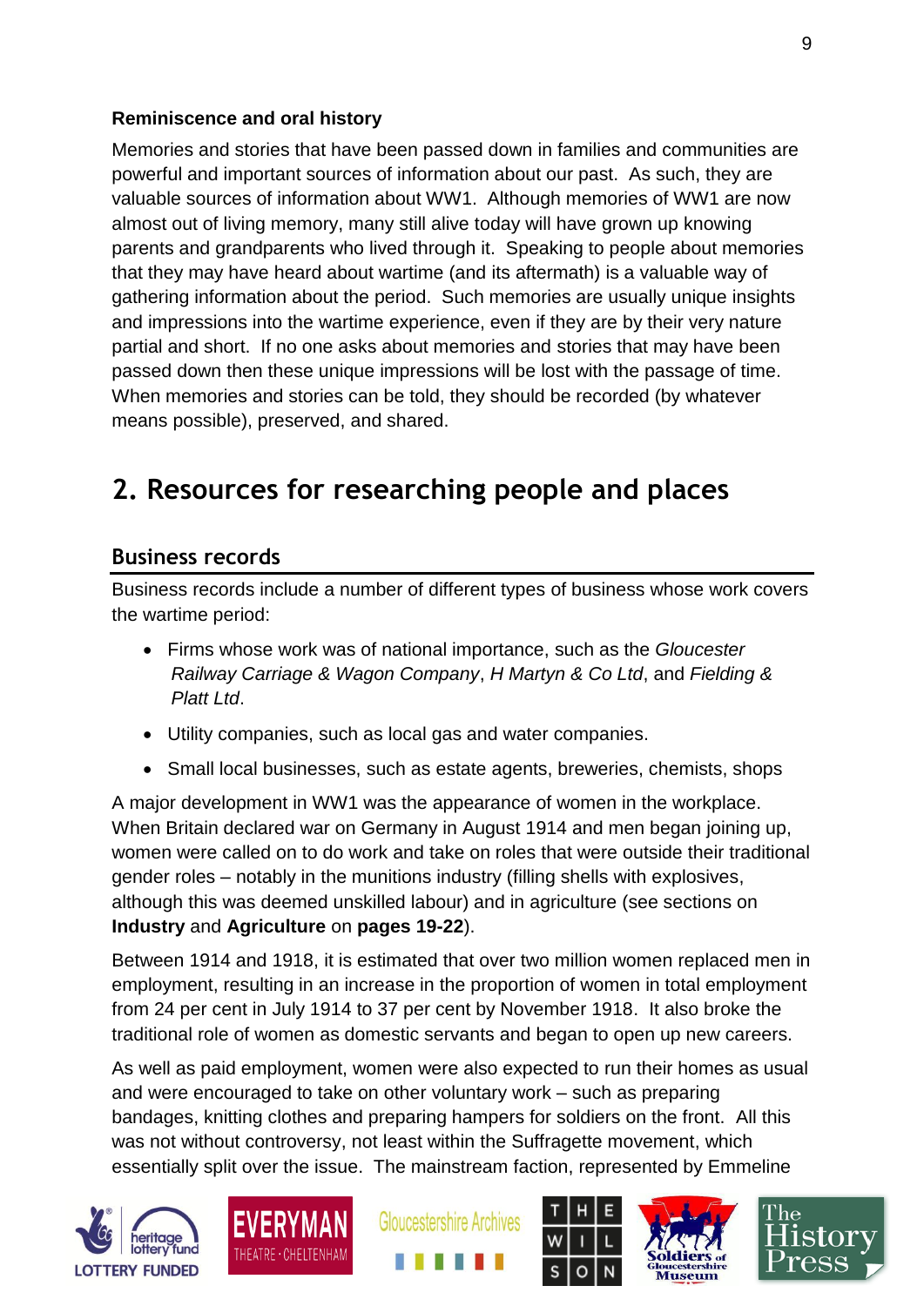### Reminiscence and oral history

Memories and stories that have been passed down in families and communities are powerful and important sources of information about our past. As such, they are valuable sources of information about WW1. Although memories of WW1 are now almost out of living memory, many still alive today will have grown up knowing parents and grandparents who lived through it. Speaking to people about memories that they may have heard about wartime (and its aftermath) is a valuable way of gathering information about the period. Such memories are usually unique insights and impressions into the wartime experience, even if they are by their very nature partial and short. If no one asks about memories and stories that may have been passed down then these unique impressions will be lost with the passage of time. When memories and stories can be told, they should be recorded (by whatever means possible), preserved, and shared.

## 2. Resources for researching people and places

### Business records

Business records include a number of different types of business whose work covers the wartime period:

- Firms whose work was of national importance, such as the *Gloucester Railway Carriage & Wagon Company*, *H Martyn & Co Ltd*, and *Fielding & Platt Ltd*.
- Utility companies, such as local gas and water companies.
- Small local businesses, such as estate agents, breweries, chemists, shops

A major development in WW1 was the appearance of women in the workplace. When Britain declared war on Germany in August 1914 and men began joining up, women were called on to do work and take on roles that were outside their traditional gender roles – notably in the munitions industry (filling shells with explosives, although this was deemed unskilled labour) and in agriculture (see sections on **Industry** and **Agriculture** on **pages 19-22**).

Between 1914 and 1918, it is estimated that over two million women replaced men in employment, resulting in an increase in the proportion of women in total employment from 24 per cent in July 1914 to 37 per cent by November 1918. It also broke the traditional role of women as domestic servants and began to open up new careers.

As well as paid employment, women were also expected to run their homes as usual and were encouraged to take on other voluntary work – such as preparing bandages, knitting clothes and preparing hampers for soldiers on the front. All this was not without controversy, not least within the Suffragette movement, which essentially split over the issue. The mainstream faction, represented by Emmeline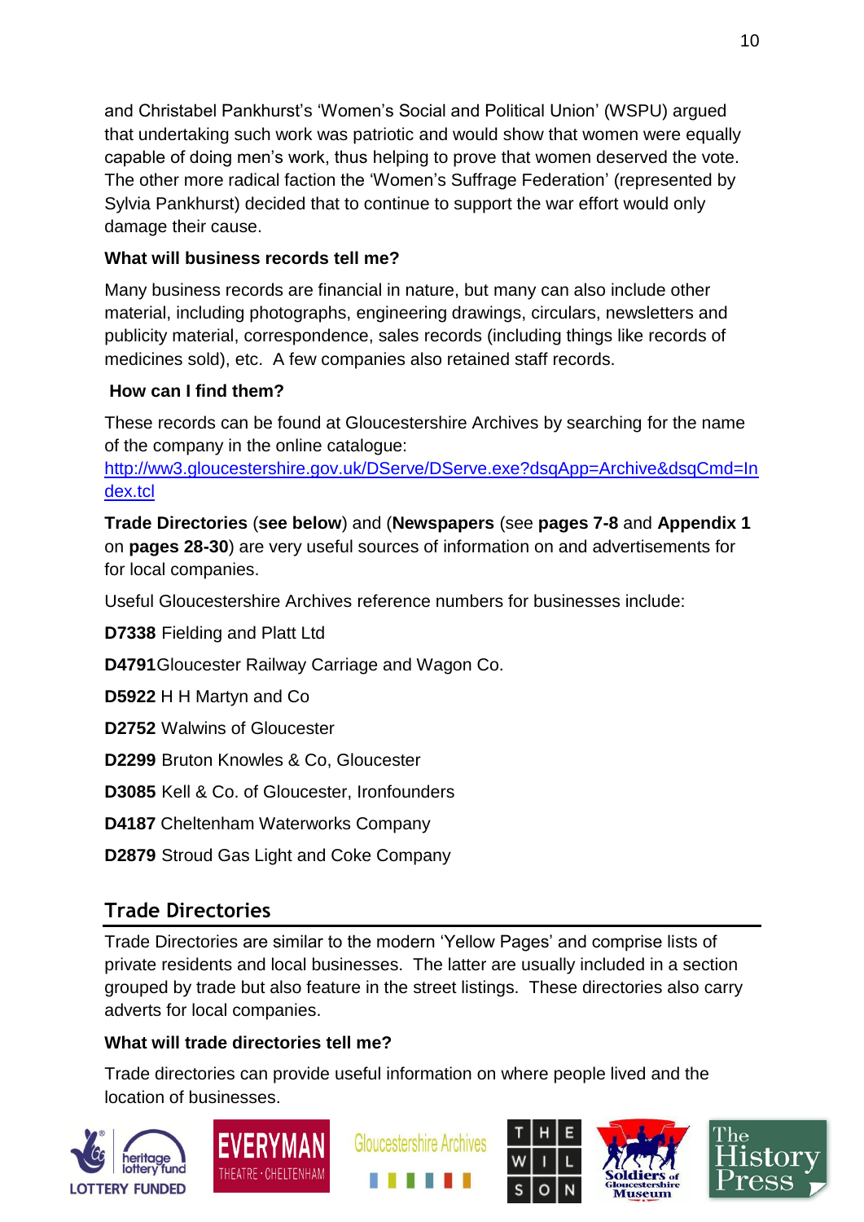and Christabel Pankhurst's 'Women's Social and Political Union' (WSPU) argued that undertaking such work was patriotic and would show that women were equally capable of doing men's work, thus helping to prove that women deserved the vote. The other more radical faction the 'Women's Suffrage Federation' (represented by Sylvia Pankhurst) decided that to continue to support the war effort would only damage their cause.

**What will business records tell me?**

Many business records are financial in nature, but many can also include other material, including photographs, engineering drawings, circulars, newsletters and publicity material, correspondence, sales records (including things like records of medicines sold), etc. A few companies also retained staff records.

**How can I find them?**

These records can be found at Gloucestershire Archives by searching for the name of the company in the online catalogue: [http://ww3.gloucestershire.gov.uk/DServe/DServe.exe?dsqApp=Archive&dsqCmd=Index.tcl](http://ww3.gloucestershire.gov.uk/DServe/DServe.exe?dsqApp=Archive&dsqCmd=Index.tcl)

**Trade Directories** (**see below**) and (**Newspapers** (see **pages 7-8** and **Appendix 1** on **pages 28-30**) are very useful sources of information on and advertisements for for local companies.

Useful Gloucestershire Archives reference numbers for businesses include:

**D7338** Fielding and Platt Ltd

**D4791** Gloucester Railway Carriage and Wagon Co.

**D5922** H H Martyn and Co

**D2752** Walwins of Gloucester

**D2299** Bruton Knowles & Co, Gloucester

**D3085** Kell & Co. of Gloucester, Ironfounders

**D4187** Cheltenham Waterworks Company

**D2879** Stroud Gas Light and Coke Company

## Trade Directories

Trade Directories are similar to the modern 'Yellow Pages' and comprise lists of private residents and local businesses. The latter are usually included in a section grouped by trade but also feature in the street listings. These directories also carry adverts for local companies.

**What will trade directories tell me?**

Trade directories can provide useful information on where people lived and the location of businesses.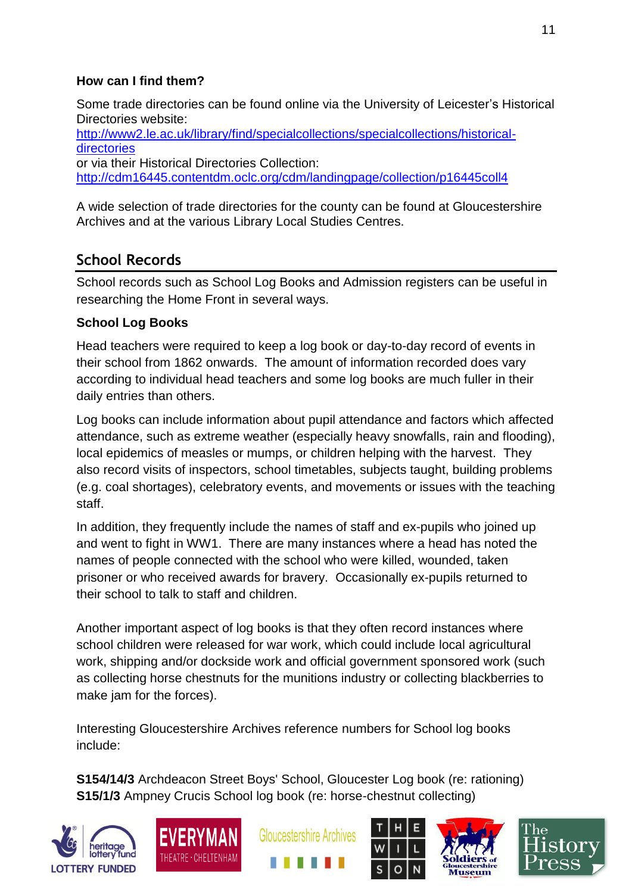**How can I find them?**

Some trade directories can be found online via the University of Leicester's Historical Directories website:
http://www2.le.ac.uk/library/find/specialcollections/specialcollections/historical-directories
or via their Historical Directories Collection:
http://cdm16445.contentdm.oclc.org/cdm/landingpage/collection/p16445coll4

A wide selection of trade directories for the county can be found at Gloucestershire Archives and at the various Library Local Studies Centres.

## School Records

School records such as School Log Books and Admission registers can be useful in researching the Home Front in several ways.

**School Log Books**

Head teachers were required to keep a log book or day-to-day record of events in their school from 1862 onwards. The amount of information recorded does vary according to individual head teachers and some log books are much fuller in their daily entries than others.

Log books can include information about pupil attendance and factors which affected attendance, such as extreme weather (especially heavy snowfalls, rain and flooding), local epidemics of measles or mumps, or children helping with the harvest. They also record visits of inspectors, school timetables, subjects taught, building problems (e.g. coal shortages), celebratory events, and movements or issues with the teaching staff.

In addition, they frequently include the names of staff and ex-pupils who joined up and went to fight in WW1. There are many instances where a head has noted the names of people connected with the school who were killed, wounded, taken prisoner or who received awards for bravery. Occasionally ex-pupils returned to their school to talk to staff and children.

Another important aspect of log books is that they often record instances where school children were released for war work, which could include local agricultural work, shipping and/or dockside work and official government sponsored work (such as collecting horse chestnuts for the munitions industry or collecting blackberries to make jam for the forces).

Interesting Gloucestershire Archives reference numbers for School log books include:

**S154/14/3** Archdeacon Street Boys' School, Gloucester Log book (re: rationing)
**S15/1/3** Ampney Crucis School log book (re: horse-chestnut collecting)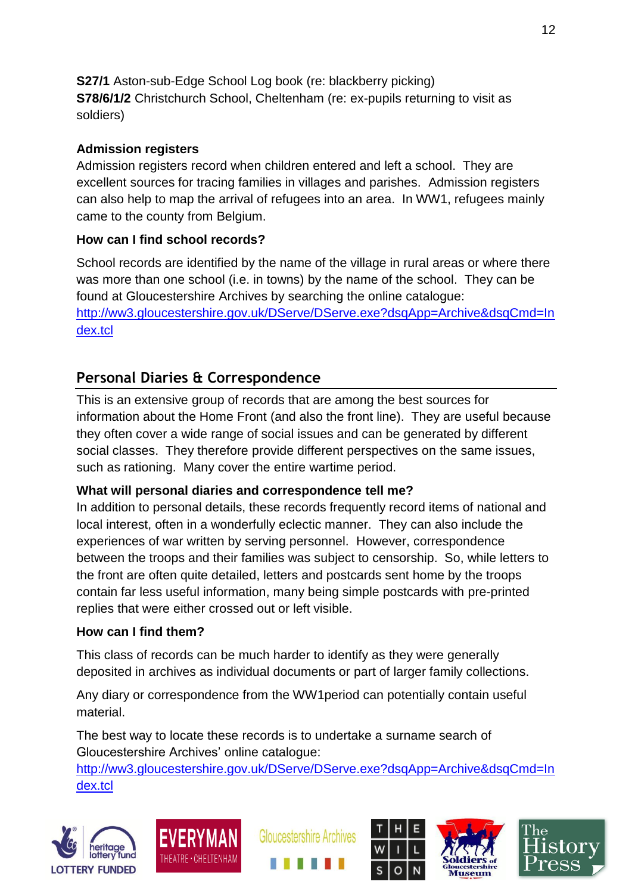**S27/1** Aston-sub-Edge School Log book (re: blackberry picking)
**S78/6/1/2** Christchurch School, Cheltenham (re: ex-pupils returning to visit as soldiers)

**Admission registers**

Admission registers record when children entered and left a school. They are excellent sources for tracing families in villages and parishes. Admission registers can also help to map the arrival of refugees into an area. In WW1, refugees mainly came to the county from Belgium.

**How can I find school records?**

School records are identified by the name of the village in rural areas or where there was more than one school (i.e. in towns) by the name of the school. They can be found at Gloucestershire Archives by searching the online catalogue: http://ww3.gloucestershire.gov.uk/DServe/DServe.exe?dsqApp=Archive&dsqCmd=Index.tcl

## Personal Diaries & Correspondence

This is an extensive group of records that are among the best sources for information about the Home Front (and also the front line). They are useful because they often cover a wide range of social issues and can be generated by different social classes. They therefore provide different perspectives on the same issues, such as rationing. Many cover the entire wartime period.

**What will personal diaries and correspondence tell me?**

In addition to personal details, these records frequently record items of national and local interest, often in a wonderfully eclectic manner. They can also include the experiences of war written by serving personnel. However, correspondence between the troops and their families was subject to censorship. So, while letters to the front are often quite detailed, letters and postcards sent home by the troops contain far less useful information, many being simple postcards with pre-printed replies that were either crossed out or left visible.

**How can I find them?**

This class of records can be much harder to identify as they were generally deposited in archives as individual documents or part of larger family collections.

Any diary or correspondence from the WW1period can potentially contain useful material.

The best way to locate these records is to undertake a surname search of Gloucestershire Archives' online catalogue:
http://ww3.gloucestershire.gov.uk/DServe/DServe.exe?dsqApp=Archive&dsqCmd=Index.tcl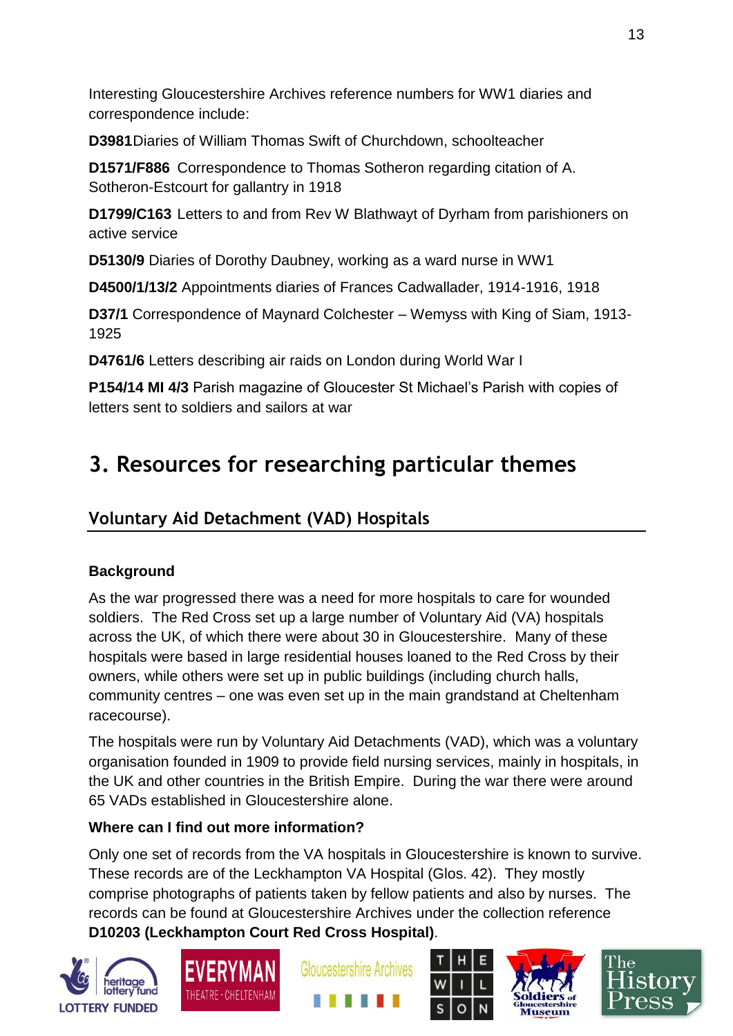Interesting Gloucestershire Archives reference numbers for WW1 diaries and correspondence include:

**D3981** Diaries of William Thomas Swift of Churchdown, schoolteacher

**D1571/F886** Correspondence to Thomas Sotheron regarding citation of A. Sotheron-Estcourt for gallantry in 1918

**D1799/C163** Letters to and from Rev W Blathwayt of Dyrham from parishioners on active service

**D5130/9** Diaries of Dorothy Daubney, working as a ward nurse in WW1

**D4500/1/13/2** Appointments diaries of Frances Cadwallader, 1914-1916, 1918

**D37/1** Correspondence of Maynard Colchester – Wemyss with King of Siam, 1913-1925

**D4761/6** Letters describing air raids on London during World War I

**P154/14 MI 4/3** Parish magazine of Gloucester St Michael's Parish with copies of letters sent to soldiers and sailors at war

# 3. Resources for researching particular themes

## Voluntary Aid Detachment (VAD) Hospitals

**Background**

As the war progressed there was a need for more hospitals to care for wounded soldiers. The Red Cross set up a large number of Voluntary Aid (VA) hospitals across the UK, of which there were about 30 in Gloucestershire. Many of these hospitals were based in large residential houses loaned to the Red Cross by their owners, while others were set up in public buildings (including church halls, community centres – one was even set up in the main grandstand at Cheltenham racecourse).

The hospitals were run by Voluntary Aid Detachments (VAD), which was a voluntary organisation founded in 1909 to provide field nursing services, mainly in hospitals, in the UK and other countries in the British Empire. During the war there were around 65 VADs established in Gloucestershire alone.

**Where can I find out more information?**

Only one set of records from the VA hospitals in Gloucestershire is known to survive. These records are of the Leckhampton VA Hospital (Glos. 42). They mostly comprise photographs of patients taken by fellow patients and also by nurses. The records can be found at Gloucestershire Archives under the collection reference **D10203 (Leckhampton Court Red Cross Hospital)**.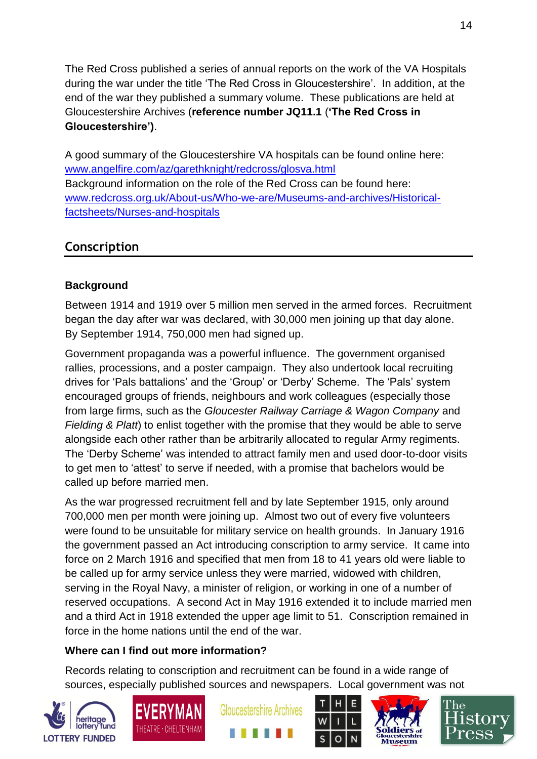The Red Cross published a series of annual reports on the work of the VA Hospitals during the war under the title 'The Red Cross in Gloucestershire'. In addition, at the end of the war they published a summary volume. These publications are held at Gloucestershire Archives (**reference number JQ11.1** (**'The Red Cross in Gloucestershire')**.

A good summary of the Gloucestershire VA hospitals can be found online here: [www.angelfire.com/az/garethknight/redcross/glosva.html](www.angelfire.com/az/garethknight/redcross/glosva.html)
Background information on the role of the Red Cross can be found here: [www.redcross.org.uk/About-us/Who-we-are/Museums-and-archives/Historical-factsheets/Nurses-and-hospitals](www.redcross.org.uk/About-us/Who-we-are/Museums-and-archives/Historical-factsheets/Nurses-and-hospitals)

## Conscription

### Background

Between 1914 and 1919 over 5 million men served in the armed forces. Recruitment began the day after war was declared, with 30,000 men joining up that day alone. By September 1914, 750,000 men had signed up.

Government propaganda was a powerful influence. The government organised rallies, processions, and a poster campaign. They also undertook local recruiting drives for 'Pals battalions' and the 'Group' or 'Derby' Scheme. The 'Pals' system encouraged groups of friends, neighbours and work colleagues (especially those from large firms, such as the *Gloucester Railway Carriage & Wagon Company* and *Fielding & Platt*) to enlist together with the promise that they would be able to serve alongside each other rather than be arbitrarily allocated to regular Army regiments. The 'Derby Scheme' was intended to attract family men and used door-to-door visits to get men to 'attest' to serve if needed, with a promise that bachelors would be called up before married men.

As the war progressed recruitment fell and by late September 1915, only around 700,000 men per month were joining up. Almost two out of every five volunteers were found to be unsuitable for military service on health grounds. In January 1916 the government passed an Act introducing conscription to army service. It came into force on 2 March 1916 and specified that men from 18 to 41 years old were liable to be called up for army service unless they were married, widowed with children, serving in the Royal Navy, a minister of religion, or working in one of a number of reserved occupations. A second Act in May 1916 extended it to include married men and a third Act in 1918 extended the upper age limit to 51. Conscription remained in force in the home nations until the end of the war.

### Where can I find out more information?

Records relating to conscription and recruitment can be found in a wide range of sources, especially published sources and newspapers. Local government was not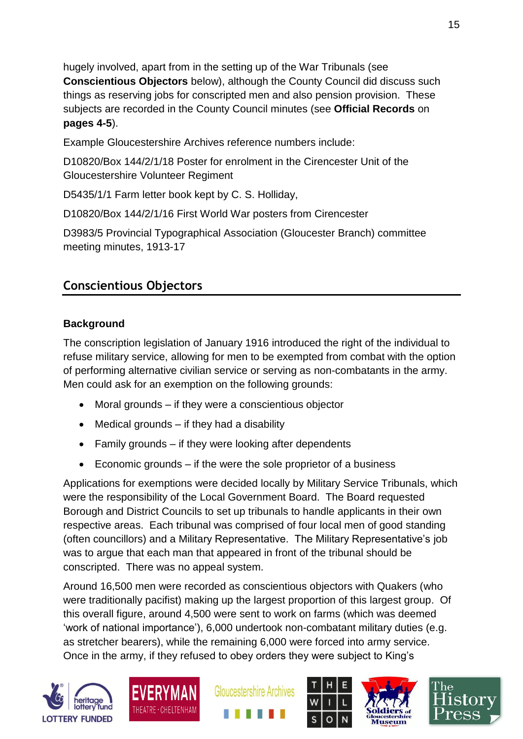hugely involved, apart from in the setting up of the War Tribunals (see **Conscientious Objectors** below), although the County Council did discuss such things as reserving jobs for conscripted men and also pension provision. These subjects are recorded in the County Council minutes (see **Official Records** on **pages 4-5**).

Example Gloucestershire Archives reference numbers include:

D10820/Box 144/2/1/18 Poster for enrolment in the Cirencester Unit of the Gloucestershire Volunteer Regiment

D5435/1/1 Farm letter book kept by C. S. Holliday,

D10820/Box 144/2/1/16 First World War posters from Cirencester

D3983/5 Provincial Typographical Association (Gloucester Branch) committee meeting minutes, 1913-17

## Conscientious Objectors

### Background

The conscription legislation of January 1916 introduced the right of the individual to refuse military service, allowing for men to be exempted from combat with the option of performing alternative civilian service or serving as non-combatants in the army. Men could ask for an exemption on the following grounds:

- Moral grounds – if they were a conscientious objector
- Medical grounds – if they had a disability
- Family grounds – if they were looking after dependents
- Economic grounds – if the were the sole proprietor of a business

Applications for exemptions were decided locally by Military Service Tribunals, which were the responsibility of the Local Government Board. The Board requested Borough and District Councils to set up tribunals to handle applicants in their own respective areas. Each tribunal was comprised of four local men of good standing (often councillors) and a Military Representative. The Military Representative's job was to argue that each man that appeared in front of the tribunal should be conscripted. There was no appeal system.

Around 16,500 men were recorded as conscientious objectors with Quakers (who were traditionally pacifist) making up the largest proportion of this largest group. Of this overall figure, around 4,500 were sent to work on farms (which was deemed 'work of national importance'), 6,000 undertook non-combatant military duties (e.g. as stretcher bearers), while the remaining 6,000 were forced into army service. Once in the army, if they refused to obey orders they were subject to King's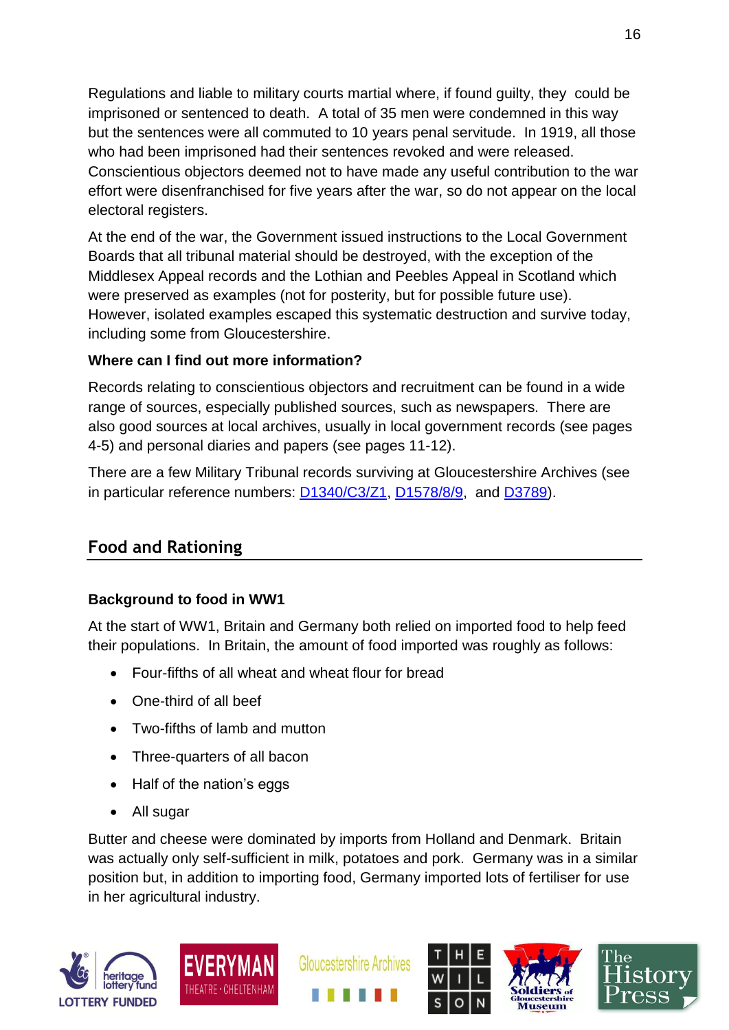Regulations and liable to military courts martial where, if found guilty, they could be imprisoned or sentenced to death. A total of 35 men were condemned in this way but the sentences were all commuted to 10 years penal servitude. In 1919, all those who had been imprisoned had their sentences revoked and were released. Conscientious objectors deemed not to have made any useful contribution to the war effort were disenfranchised for five years after the war, so do not appear on the local electoral registers.

At the end of the war, the Government issued instructions to the Local Government Boards that all tribunal material should be destroyed, with the exception of the Middlesex Appeal records and the Lothian and Peebles Appeal in Scotland which were preserved as examples (not for posterity, but for possible future use). However, isolated examples escaped this systematic destruction and survive today, including some from Gloucestershire.

**Where can I find out more information?**

Records relating to conscientious objectors and recruitment can be found in a wide range of sources, especially published sources, such as newspapers. There are also good sources at local archives, usually in local government records (see pages 4-5) and personal diaries and papers (see pages 11-12).

There are a few Military Tribunal records surviving at Gloucestershire Archives (see in particular reference numbers: D1340/C3/Z1, D1578/8/9, and D3789).

## Food and Rationing

**Background to food in WW1**

At the start of WW1, Britain and Germany both relied on imported food to help feed their populations. In Britain, the amount of food imported was roughly as follows:

- Four-fifths of all wheat and wheat flour for bread
- One-third of all beef
- Two-fifths of lamb and mutton
- Three-quarters of all bacon
- Half of the nation's eggs
- All sugar

Butter and cheese were dominated by imports from Holland and Denmark. Britain was actually only self-sufficient in milk, potatoes and pork. Germany was in a similar position but, in addition to importing food, Germany imported lots of fertiliser for use in her agricultural industry.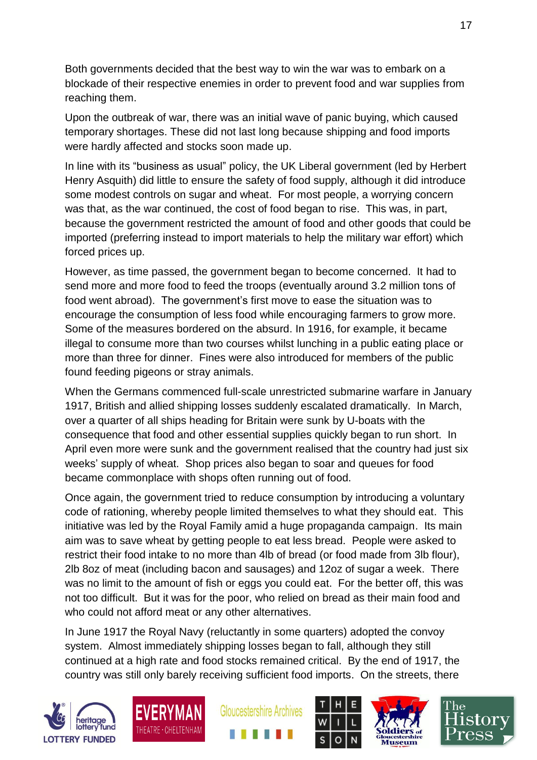Both governments decided that the best way to win the war was to embark on a blockade of their respective enemies in order to prevent food and war supplies from reaching them.

Upon the outbreak of war, there was an initial wave of panic buying, which caused temporary shortages. These did not last long because shipping and food imports were hardly affected and stocks soon made up.

In line with its "business as usual" policy, the UK Liberal government (led by Herbert Henry Asquith) did little to ensure the safety of food supply, although it did introduce some modest controls on sugar and wheat. For most people, a worrying concern was that, as the war continued, the cost of food began to rise. This was, in part, because the government restricted the amount of food and other goods that could be imported (preferring instead to import materials to help the military war effort) which forced prices up.

However, as time passed, the government began to become concerned. It had to send more and more food to feed the troops (eventually around 3.2 million tons of food went abroad). The government's first move to ease the situation was to encourage the consumption of less food while encouraging farmers to grow more. Some of the measures bordered on the absurd. In 1916, for example, it became illegal to consume more than two courses whilst lunching in a public eating place or more than three for dinner. Fines were also introduced for members of the public found feeding pigeons or stray animals.

When the Germans commenced full-scale unrestricted submarine warfare in January 1917, British and allied shipping losses suddenly escalated dramatically. In March, over a quarter of all ships heading for Britain were sunk by U-boats with the consequence that food and other essential supplies quickly began to run short. In April even more were sunk and the government realised that the country had just six weeks' supply of wheat. Shop prices also began to soar and queues for food became commonplace with shops often running out of food.

Once again, the government tried to reduce consumption by introducing a voluntary code of rationing, whereby people limited themselves to what they should eat. This initiative was led by the Royal Family amid a huge propaganda campaign. Its main aim was to save wheat by getting people to eat less bread. People were asked to restrict their food intake to no more than 4lb of bread (or food made from 3lb flour), 2lb 8oz of meat (including bacon and sausages) and 12oz of sugar a week. There was no limit to the amount of fish or eggs you could eat. For the better off, this was not too difficult. But it was for the poor, who relied on bread as their main food and who could not afford meat or any other alternatives.

In June 1917 the Royal Navy (reluctantly in some quarters) adopted the convoy system. Almost immediately shipping losses began to fall, although they still continued at a high rate and food stocks remained critical. By the end of 1917, the country was still only barely receiving sufficient food imports. On the streets, there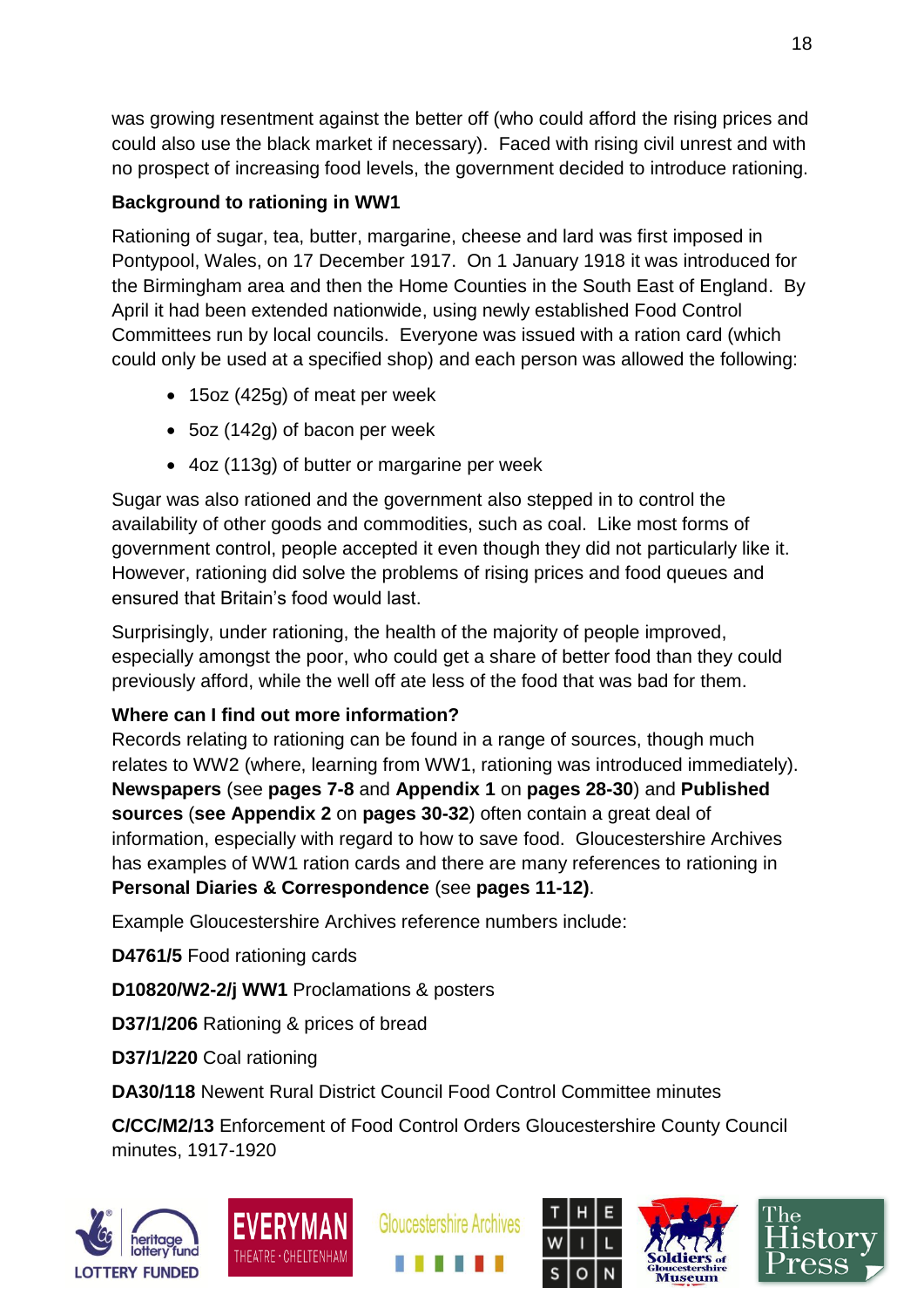was growing resentment against the better off (who could afford the rising prices and could also use the black market if necessary). Faced with rising civil unrest and with no prospect of increasing food levels, the government decided to introduce rationing.

**Background to rationing in WW1**

Rationing of sugar, tea, butter, margarine, cheese and lard was first imposed in Pontypool, Wales, on 17 December 1917. On 1 January 1918 it was introduced for the Birmingham area and then the Home Counties in the South East of England. By April it had been extended nationwide, using newly established Food Control Committees run by local councils. Everyone was issued with a ration card (which could only be used at a specified shop) and each person was allowed the following:

- 15oz (425g) of meat per week
- 5oz (142g) of bacon per week
- 4oz (113g) of butter or margarine per week

Sugar was also rationed and the government also stepped in to control the availability of other goods and commodities, such as coal. Like most forms of government control, people accepted it even though they did not particularly like it. However, rationing did solve the problems of rising prices and food queues and ensured that Britain's food would last.

Surprisingly, under rationing, the health of the majority of people improved, especially amongst the poor, who could get a share of better food than they could previously afford, while the well off ate less of the food that was bad for them.

**Where can I find out more information?**

Records relating to rationing can be found in a range of sources, though much relates to WW2 (where, learning from WW1, rationing was introduced immediately). **Newspapers** (see **pages 7-8** and **Appendix 1** on **pages 28-30**) and **Published sources** (**see Appendix 2** on **pages 30-32**) often contain a great deal of information, especially with regard to how to save food. Gloucestershire Archives has examples of WW1 ration cards and there are many references to rationing in **Personal Diaries & Correspondence** (see **pages 11-12)**.

Example Gloucestershire Archives reference numbers include:

**D4761/5** Food rationing cards

**D10820/W2-2/j WW1** Proclamations & posters

**D37/1/206** Rationing & prices of bread

**D37/1/220** Coal rationing

**DA30/118** Newent Rural District Council Food Control Committee minutes

**C/CC/M2/13** Enforcement of Food Control Orders Gloucestershire County Council minutes, 1917-1920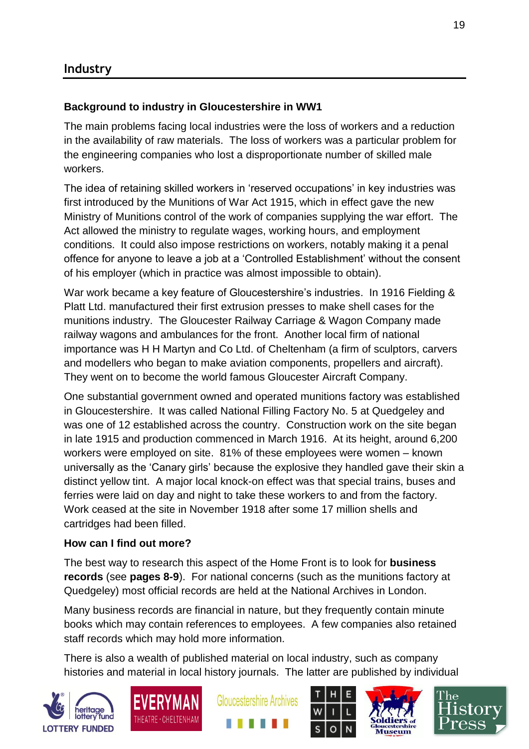## Industry

### Background to industry in Gloucestershire in WW1

The main problems facing local industries were the loss of workers and a reduction in the availability of raw materials. The loss of workers was a particular problem for the engineering companies who lost a disproportionate number of skilled male workers.

The idea of retaining skilled workers in 'reserved occupations' in key industries was first introduced by the Munitions of War Act 1915, which in effect gave the new Ministry of Munitions control of the work of companies supplying the war effort. The Act allowed the ministry to regulate wages, working hours, and employment conditions. It could also impose restrictions on workers, notably making it a penal offence for anyone to leave a job at a 'Controlled Establishment' without the consent of his employer (which in practice was almost impossible to obtain).

War work became a key feature of Gloucestershire's industries. In 1916 Fielding & Platt Ltd. manufactured their first extrusion presses to make shell cases for the munitions industry. The Gloucester Railway Carriage & Wagon Company made railway wagons and ambulances for the front. Another local firm of national importance was H H Martyn and Co Ltd. of Cheltenham (a firm of sculptors, carvers and modellers who began to make aviation components, propellers and aircraft). They went on to become the world famous Gloucester Aircraft Company.

One substantial government owned and operated munitions factory was established in Gloucestershire. It was called National Filling Factory No. 5 at Quedgeley and was one of 12 established across the country. Construction work on the site began in late 1915 and production commenced in March 1916. At its height, around 6,200 workers were employed on site. 81% of these employees were women – known universally as the 'Canary girls' because the explosive they handled gave their skin a distinct yellow tint. A major local knock-on effect was that special trains, buses and ferries were laid on day and night to take these workers to and from the factory. Work ceased at the site in November 1918 after some 17 million shells and cartridges had been filled.

### How can I find out more?

The best way to research this aspect of the Home Front is to look for **business records** (see **pages 8-9**). For national concerns (such as the munitions factory at Quedgeley) most official records are held at the National Archives in London.

Many business records are financial in nature, but they frequently contain minute books which may contain references to employees. A few companies also retained staff records which may hold more information.

There is also a wealth of published material on local industry, such as company histories and material in local history journals. The latter are published by individual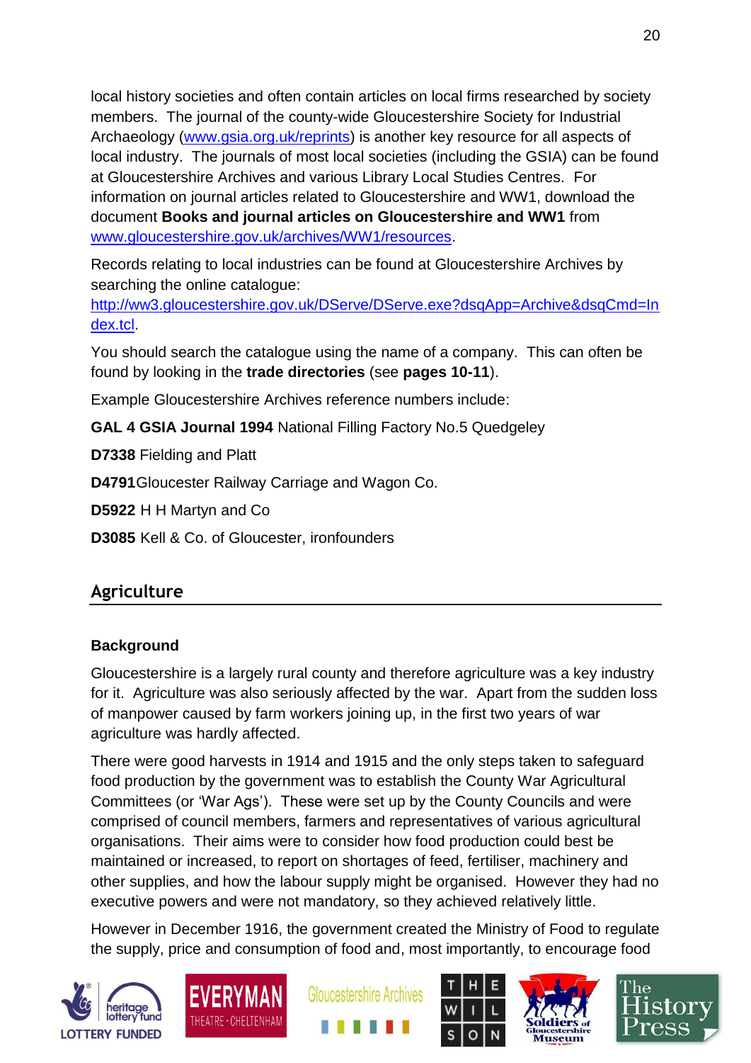local history societies and often contain articles on local firms researched by society members. The journal of the county-wide Gloucestershire Society for Industrial Archaeology (www.gsia.org.uk/reprints) is another key resource for all aspects of local industry. The journals of most local societies (including the GSIA) can be found at Gloucestershire Archives and various Library Local Studies Centres. For information on journal articles related to Gloucestershire and WW1, download the document **Books and journal articles on Gloucestershire and WW1** from www.gloucestershire.gov.uk/archives/WW1/resources.

Records relating to local industries can be found at Gloucestershire Archives by searching the online catalogue: http://ww3.gloucestershire.gov.uk/DServe/DServe.exe?dsqApp=Archive&dsqCmd=Index.tcl.

You should search the catalogue using the name of a company. This can often be found by looking in the **trade directories** (see **pages 10-11**).

Example Gloucestershire Archives reference numbers include:

**GAL 4 GSIA Journal 1994** National Filling Factory No.5 Quedgeley

**D7338** Fielding and Platt

**D4791** Gloucester Railway Carriage and Wagon Co.

**D5922** H H Martyn and Co

**D3085** Kell & Co. of Gloucester, ironfounders

## Agriculture

### Background

Gloucestershire is a largely rural county and therefore agriculture was a key industry for it. Agriculture was also seriously affected by the war. Apart from the sudden loss of manpower caused by farm workers joining up, in the first two years of war agriculture was hardly affected.

There were good harvests in 1914 and 1915 and the only steps taken to safeguard food production by the government was to establish the County War Agricultural Committees (or 'War Ags'). These were set up by the County Councils and were comprised of council members, farmers and representatives of various agricultural organisations. Their aims were to consider how food production could best be maintained or increased, to report on shortages of feed, fertiliser, machinery and other supplies, and how the labour supply might be organised. However they had no executive powers and were not mandatory, so they achieved relatively little.

However in December 1916, the government created the Ministry of Food to regulate the supply, price and consumption of food and, most importantly, to encourage food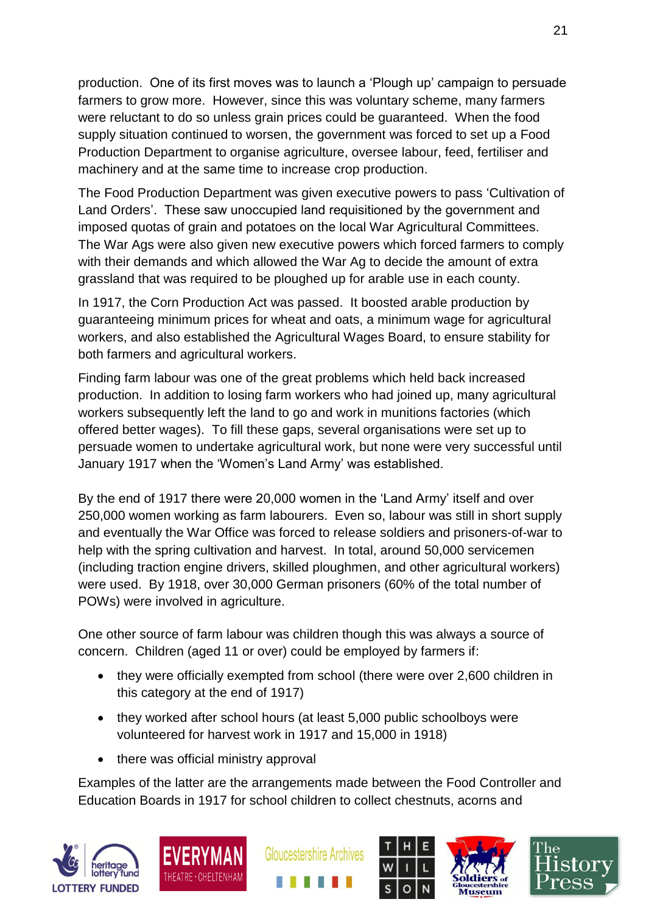production. One of its first moves was to launch a 'Plough up' campaign to persuade farmers to grow more. However, since this was voluntary scheme, many farmers were reluctant to do so unless grain prices could be guaranteed. When the food supply situation continued to worsen, the government was forced to set up a Food Production Department to organise agriculture, oversee labour, feed, fertiliser and machinery and at the same time to increase crop production.

The Food Production Department was given executive powers to pass 'Cultivation of Land Orders'. These saw unoccupied land requisitioned by the government and imposed quotas of grain and potatoes on the local War Agricultural Committees. The War Ags were also given new executive powers which forced farmers to comply with their demands and which allowed the War Ag to decide the amount of extra grassland that was required to be ploughed up for arable use in each county.

In 1917, the Corn Production Act was passed. It boosted arable production by guaranteeing minimum prices for wheat and oats, a minimum wage for agricultural workers, and also established the Agricultural Wages Board, to ensure stability for both farmers and agricultural workers.

Finding farm labour was one of the great problems which held back increased production. In addition to losing farm workers who had joined up, many agricultural workers subsequently left the land to go and work in munitions factories (which offered better wages). To fill these gaps, several organisations were set up to persuade women to undertake agricultural work, but none were very successful until January 1917 when the 'Women's Land Army' was established.

By the end of 1917 there were 20,000 women in the 'Land Army' itself and over 250,000 women working as farm labourers. Even so, labour was still in short supply and eventually the War Office was forced to release soldiers and prisoners-of-war to help with the spring cultivation and harvest. In total, around 50,000 servicemen (including traction engine drivers, skilled ploughmen, and other agricultural workers) were used. By 1918, over 30,000 German prisoners (60% of the total number of POWs) were involved in agriculture.

One other source of farm labour was children though this was always a source of concern. Children (aged 11 or over) could be employed by farmers if:

- they were officially exempted from school (there were over 2,600 children in this category at the end of 1917)
- they worked after school hours (at least 5,000 public schoolboys were volunteered for harvest work in 1917 and 15,000 in 1918)
- there was official ministry approval

Examples of the latter are the arrangements made between the Food Controller and Education Boards in 1917 for school children to collect chestnuts, acorns and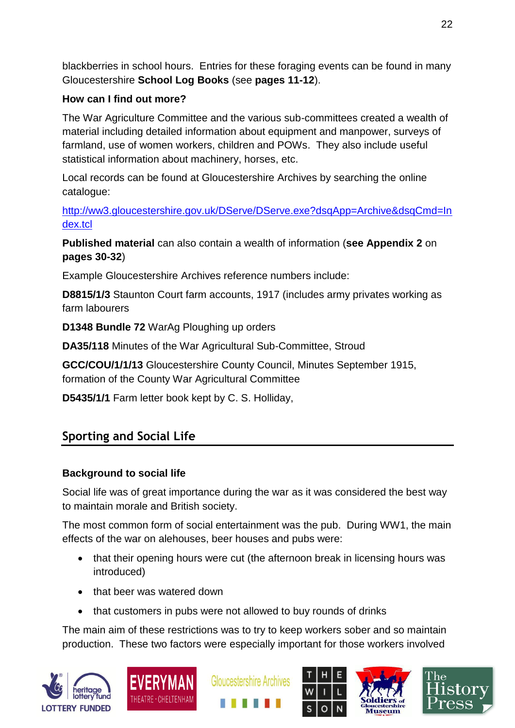blackberries in school hours. Entries for these foraging events can be found in many Gloucestershire **School Log Books** (see **pages 11-12**).

**How can I find out more?**

The War Agriculture Committee and the various sub-committees created a wealth of material including detailed information about equipment and manpower, surveys of farmland, use of women workers, children and POWs. They also include useful statistical information about machinery, horses, etc.

Local records can be found at Gloucestershire Archives by searching the online catalogue:

http://ww3.gloucestershire.gov.uk/DServe/DServe.exe?dsqApp=Archive&dsqCmd=Index.tcl

**Published material** can also contain a wealth of information (**see Appendix 2** on **pages 30-32**)

Example Gloucestershire Archives reference numbers include:

**D8815/1/3** Staunton Court farm accounts, 1917 (includes army privates working as farm labourers

**D1348 Bundle 72** WarAg Ploughing up orders

**DA35/118** Minutes of the War Agricultural Sub-Committee, Stroud

**GCC/COU/1/1/13** Gloucestershire County Council, Minutes September 1915, formation of the County War Agricultural Committee

**D5435/1/1** Farm letter book kept by C. S. Holliday,

## Sporting and Social Life

**Background to social life**

Social life was of great importance during the war as it was considered the best way to maintain morale and British society.

The most common form of social entertainment was the pub. During WW1, the main effects of the war on alehouses, beer houses and pubs were:

- that their opening hours were cut (the afternoon break in licensing hours was introduced)
- that beer was watered down
- that customers in pubs were not allowed to buy rounds of drinks

The main aim of these restrictions was to try to keep workers sober and so maintain production. These two factors were especially important for those workers involved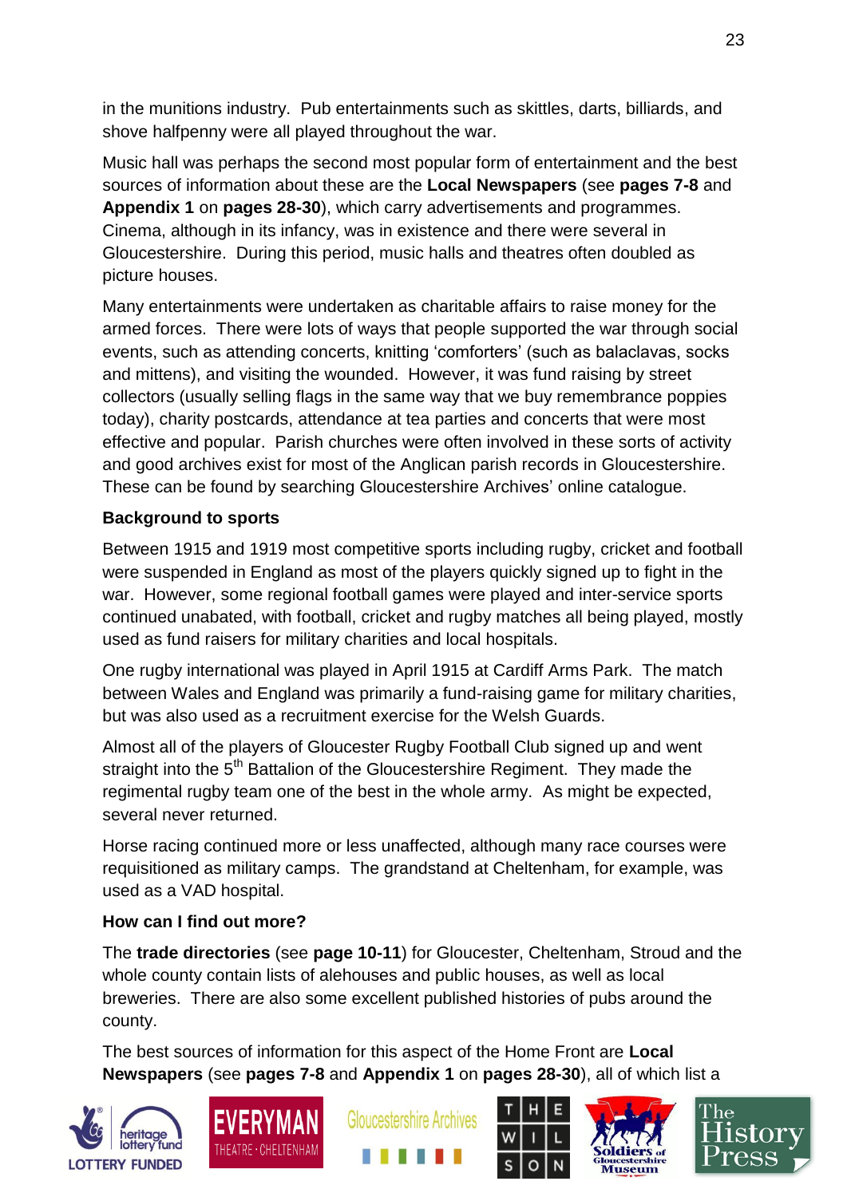in the munitions industry. Pub entertainments such as skittles, darts, billiards, and shove halfpenny were all played throughout the war.

Music hall was perhaps the second most popular form of entertainment and the best sources of information about these are the **Local Newspapers** (see **pages 7-8** and **Appendix 1** on **pages 28-30**), which carry advertisements and programmes. Cinema, although in its infancy, was in existence and there were several in Gloucestershire. During this period, music halls and theatres often doubled as picture houses.

Many entertainments were undertaken as charitable affairs to raise money for the armed forces. There were lots of ways that people supported the war through social events, such as attending concerts, knitting 'comforters' (such as balaclavas, socks and mittens), and visiting the wounded. However, it was fund raising by street collectors (usually selling flags in the same way that we buy remembrance poppies today), charity postcards, attendance at tea parties and concerts that were most effective and popular. Parish churches were often involved in these sorts of activity and good archives exist for most of the Anglican parish records in Gloucestershire. These can be found by searching Gloucestershire Archives' online catalogue.

**Background to sports**

Between 1915 and 1919 most competitive sports including rugby, cricket and football were suspended in England as most of the players quickly signed up to fight in the war. However, some regional football games were played and inter-service sports continued unabated, with football, cricket and rugby matches all being played, mostly used as fund raisers for military charities and local hospitals.

One rugby international was played in April 1915 at Cardiff Arms Park. The match between Wales and England was primarily a fund-raising game for military charities, but was also used as a recruitment exercise for the Welsh Guards.

Almost all of the players of Gloucester Rugby Football Club signed up and went straight into the 5th Battalion of the Gloucestershire Regiment. They made the regimental rugby team one of the best in the whole army. As might be expected, several never returned.

Horse racing continued more or less unaffected, although many race courses were requisitioned as military camps. The grandstand at Cheltenham, for example, was used as a VAD hospital.

**How can I find out more?**

The **trade directories** (see **page 10-11**) for Gloucester, Cheltenham, Stroud and the whole county contain lists of alehouses and public houses, as well as local breweries. There are also some excellent published histories of pubs around the county.

The best sources of information for this aspect of the Home Front are **Local Newspapers** (see **pages 7-8** and **Appendix 1** on **pages 28-30**), all of which list a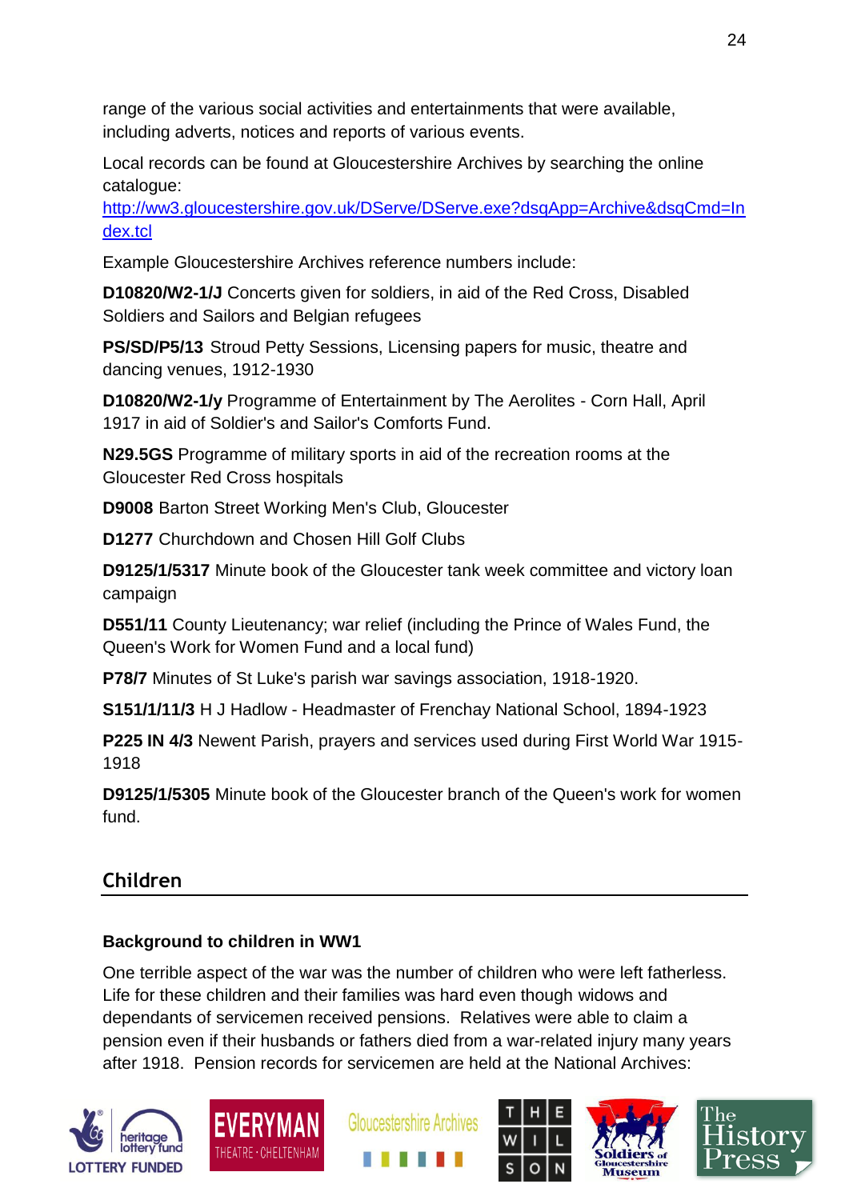range of the various social activities and entertainments that were available, including adverts, notices and reports of various events.

Local records can be found at Gloucestershire Archives by searching the online catalogue: [http://ww3.gloucestershire.gov.uk/DServe/DServe.exe?dsqApp=Archive&dsqCmd=Index.tcl](http://ww3.gloucestershire.gov.uk/DServe/DServe.exe?dsqApp=Archive&dsqCmd=Index.tcl)

Example Gloucestershire Archives reference numbers include:

**D10820/W2-1/J** Concerts given for soldiers, in aid of the Red Cross, Disabled Soldiers and Sailors and Belgian refugees

**PS/SD/P5/13** Stroud Petty Sessions, Licensing papers for music, theatre and dancing venues, 1912-1930

**D10820/W2-1/y** Programme of Entertainment by The Aerolites - Corn Hall, April 1917 in aid of Soldier's and Sailor's Comforts Fund.

**N29.5GS** Programme of military sports in aid of the recreation rooms at the Gloucester Red Cross hospitals

**D9008** Barton Street Working Men's Club, Gloucester

**D1277** Churchdown and Chosen Hill Golf Clubs

**D9125/1/5317** Minute book of the Gloucester tank week committee and victory loan campaign

**D551/11** County Lieutenancy; war relief (including the Prince of Wales Fund, the Queen's Work for Women Fund and a local fund)

**P78/7** Minutes of St Luke's parish war savings association, 1918-1920.

**S151/1/11/3** H J Hadlow - Headmaster of Frenchay National School, 1894-1923

**P225 IN 4/3** Newent Parish, prayers and services used during First World War 1915-1918

**D9125/1/5305** Minute book of the Gloucester branch of the Queen's work for women fund.

## Children

### Background to children in WW1

One terrible aspect of the war was the number of children who were left fatherless. Life for these children and their families was hard even though widows and dependants of servicemen received pensions. Relatives were able to claim a pension even if their husbands or fathers died from a war-related injury many years after 1918. Pension records for servicemen are held at the National Archives: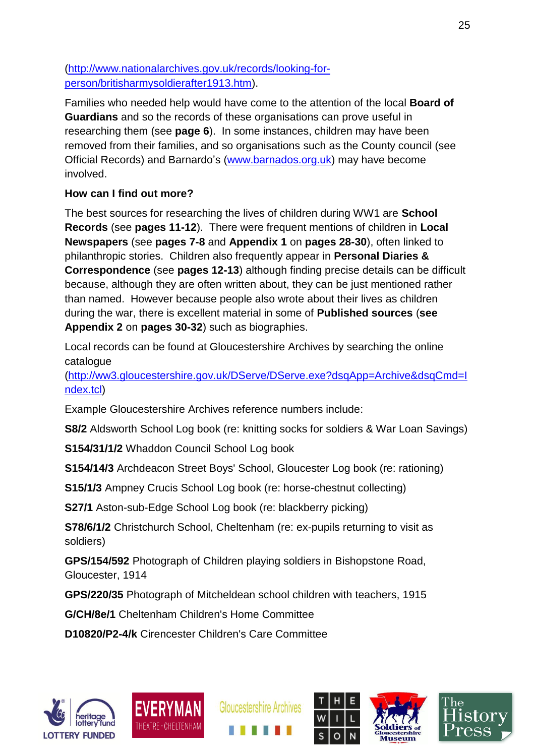(http://www.nationalarchives.gov.uk/records/looking-for-person/britisharmysoldierafter1913.htm).

Families who needed help would have come to the attention of the local **Board of Guardians** and so the records of these organisations can prove useful in researching them (see **page 6**). In some instances, children may have been removed from their families, and so organisations such as the County council (see Official Records) and Barnardo's (www.barnados.org.uk) may have become involved.

**How can I find out more?**

The best sources for researching the lives of children during WW1 are **School Records** (see **pages 11-12**). There were frequent mentions of children in **Local Newspapers** (see **pages 7-8** and **Appendix 1** on **pages 28-30**), often linked to philanthropic stories. Children also frequently appear in **Personal Diaries & Correspondence** (see **pages 12-13**) although finding precise details can be difficult because, although they are often written about, they can be just mentioned rather than named. However because people also wrote about their lives as children during the war, there is excellent material in some of **Published sources** (**see Appendix 2** on **pages 30-32**) such as biographies.

Local records can be found at Gloucestershire Archives by searching the online catalogue (http://ww3.gloucestershire.gov.uk/DServe/DServe.exe?dsqApp=Archive&dsqCmd=Index.tcl)

Example Gloucestershire Archives reference numbers include:

**S8/2** Aldsworth School Log book (re: knitting socks for soldiers & War Loan Savings)

**S154/31/1/2** Whaddon Council School Log book

**S154/14/3** Archdeacon Street Boys' School, Gloucester Log book (re: rationing)

**S15/1/3** Ampney Crucis School Log book (re: horse-chestnut collecting)

**S27/1** Aston-sub-Edge School Log book (re: blackberry picking)

**S78/6/1/2** Christchurch School, Cheltenham (re: ex-pupils returning to visit as soldiers)

**GPS/154/592** Photograph of Children playing soldiers in Bishopstone Road, Gloucester, 1914

**GPS/220/35** Photograph of Mitcheldean school children with teachers, 1915

**G/CH/8e/1** Cheltenham Children's Home Committee

**D10820/P2-4/k** Cirencester Children's Care Committee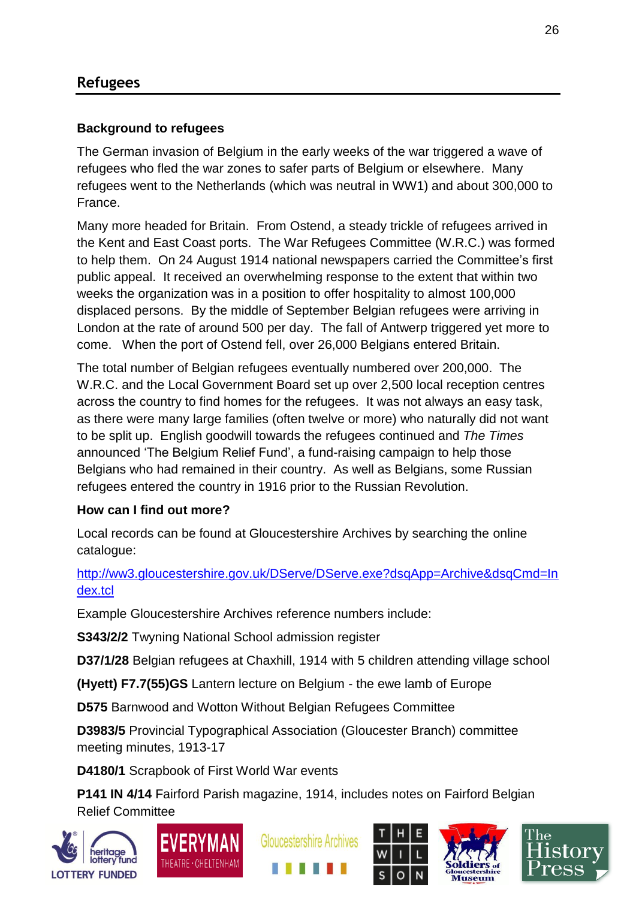## Refugees

### Background to refugees

The German invasion of Belgium in the early weeks of the war triggered a wave of refugees who fled the war zones to safer parts of Belgium or elsewhere. Many refugees went to the Netherlands (which was neutral in WW1) and about 300,000 to France.

Many more headed for Britain. From Ostend, a steady trickle of refugees arrived in the Kent and East Coast ports. The War Refugees Committee (W.R.C.) was formed to help them. On 24 August 1914 national newspapers carried the Committee's first public appeal. It received an overwhelming response to the extent that within two weeks the organization was in a position to offer hospitality to almost 100,000 displaced persons. By the middle of September Belgian refugees were arriving in London at the rate of around 500 per day. The fall of Antwerp triggered yet more to come. When the port of Ostend fell, over 26,000 Belgians entered Britain.

The total number of Belgian refugees eventually numbered over 200,000. The W.R.C. and the Local Government Board set up over 2,500 local reception centres across the country to find homes for the refugees. It was not always an easy task, as there were many large families (often twelve or more) who naturally did not want to be split up. English goodwill towards the refugees continued and *The Times* announced 'The Belgium Relief Fund', a fund-raising campaign to help those Belgians who had remained in their country. As well as Belgians, some Russian refugees entered the country in 1916 prior to the Russian Revolution.

### How can I find out more?

Local records can be found at Gloucestershire Archives by searching the online catalogue:

[http://ww3.gloucestershire.gov.uk/DServe/DServe.exe?dsqApp=Archive&dsqCmd=Index.tcl](http://ww3.gloucestershire.gov.uk/DServe/DServe.exe?dsqApp=Archive&dsqCmd=Index.tcl)

Example Gloucestershire Archives reference numbers include:

**S343/2/2** Twyning National School admission register

**D37/1/28** Belgian refugees at Chaxhill, 1914 with 5 children attending village school

**(Hyett) F7.7(55)GS** Lantern lecture on Belgium - the ewe lamb of Europe

**D575** Barnwood and Wotton Without Belgian Refugees Committee

**D3983/5** Provincial Typographical Association (Gloucester Branch) committee meeting minutes, 1913-17

**D4180/1** Scrapbook of First World War events

**P141 IN 4/14** Fairford Parish magazine, 1914, includes notes on Fairford Belgian Relief Committee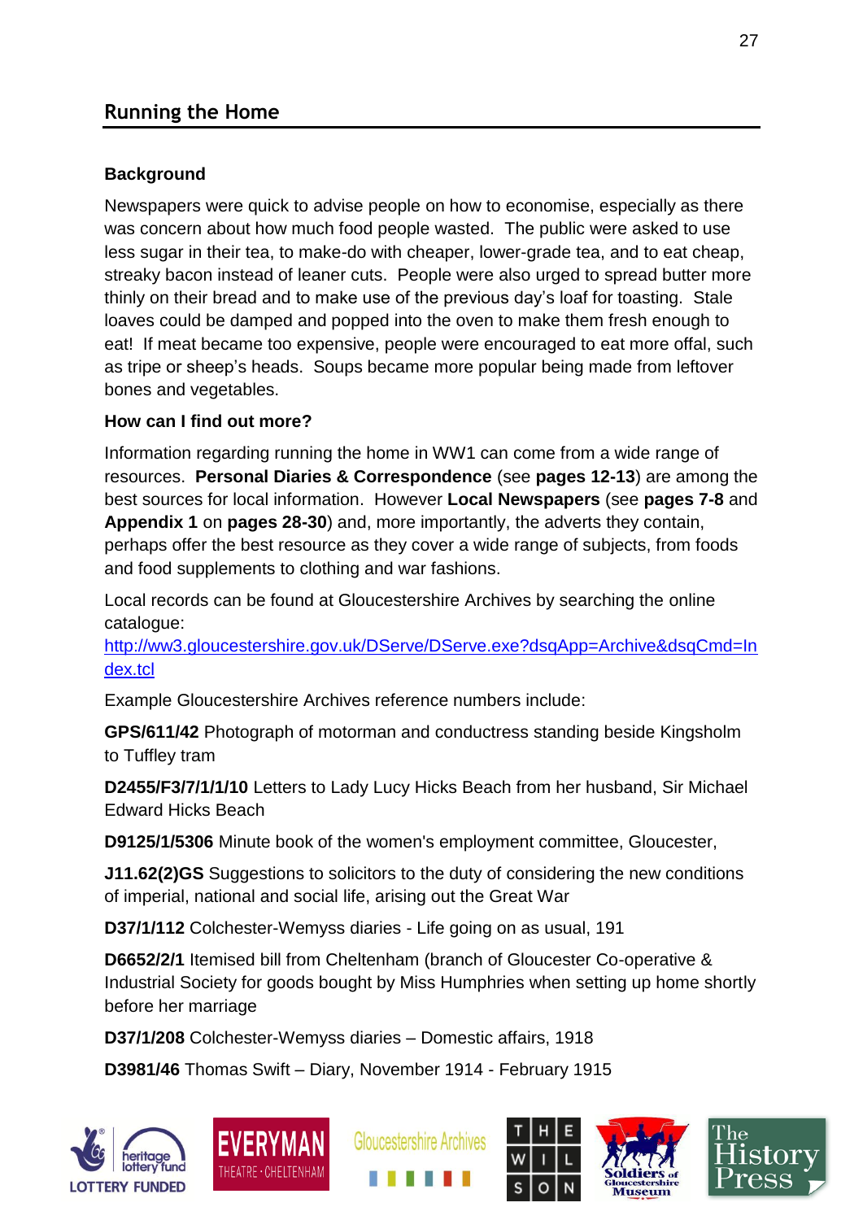## Running the Home

### Background

Newspapers were quick to advise people on how to economise, especially as there was concern about how much food people wasted. The public were asked to use less sugar in their tea, to make-do with cheaper, lower-grade tea, and to eat cheap, streaky bacon instead of leaner cuts. People were also urged to spread butter more thinly on their bread and to make use of the previous day's loaf for toasting. Stale loaves could be damped and popped into the oven to make them fresh enough to eat! If meat became too expensive, people were encouraged to eat more offal, such as tripe or sheep's heads. Soups became more popular being made from leftover bones and vegetables.

### How can I find out more?

Information regarding running the home in WW1 can come from a wide range of resources. **Personal Diaries & Correspondence** (see **pages 12-13**) are among the best sources for local information. However **Local Newspapers** (see **pages 7-8** and **Appendix 1** on **pages 28-30**) and, more importantly, the adverts they contain, perhaps offer the best resource as they cover a wide range of subjects, from foods and food supplements to clothing and war fashions.

Local records can be found at Gloucestershire Archives by searching the online catalogue:
[http://ww3.gloucestershire.gov.uk/DServe/DServe.exe?dsqApp=Archive&dsqCmd=Index.tcl](http://ww3.gloucestershire.gov.uk/DServe/DServe.exe?dsqApp=Archive&dsqCmd=Index.tcl)

Example Gloucestershire Archives reference numbers include:

**GPS/611/42** Photograph of motorman and conductress standing beside Kingsholm to Tuffley tram

**D2455/F3/7/1/1/10** Letters to Lady Lucy Hicks Beach from her husband, Sir Michael Edward Hicks Beach

**D9125/1/5306** Minute book of the women's employment committee, Gloucester,

**J11.62(2)GS** Suggestions to solicitors to the duty of considering the new conditions of imperial, national and social life, arising out the Great War

**D37/1/112** Colchester-Wemyss diaries - Life going on as usual, 191

**D6652/2/1** Itemised bill from Cheltenham (branch of Gloucester Co-operative & Industrial Society for goods bought by Miss Humphries when setting up home shortly before her marriage

**D37/1/208** Colchester-Wemyss diaries – Domestic affairs, 1918

**D3981/46** Thomas Swift – Diary, November 1914 - February 1915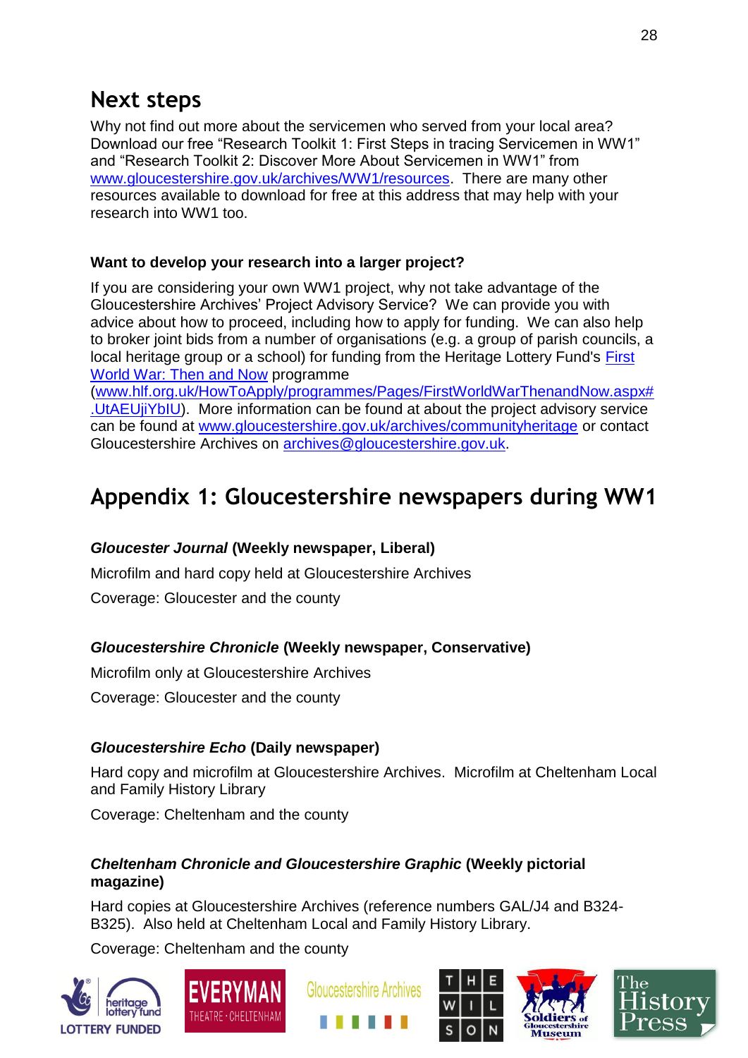## Next steps

Why not find out more about the servicemen who served from your local area? Download our free "Research Toolkit 1: First Steps in tracing Servicemen in WW1" and "Research Toolkit 2: Discover More About Servicemen in WW1" from www.gloucestershire.gov.uk/archives/WW1/resources. There are many other resources available to download for free at this address that may help with your research into WW1 too.

**Want to develop your research into a larger project?**

If you are considering your own WW1 project, why not take advantage of the Gloucestershire Archives' Project Advisory Service? We can provide you with advice about how to proceed, including how to apply for funding. We can also help to broker joint bids from a number of organisations (e.g. a group of parish councils, a local heritage group or a school) for funding from the Heritage Lottery Fund's First World War: Then and Now programme (www.hlf.org.uk/HowToApply/programmes/Pages/FirstWorldWarThenandNow.aspx#.UtAEUjiYbIU). More information can be found at about the project advisory service can be found at www.gloucestershire.gov.uk/archives/communityheritage or contact Gloucestershire Archives on archives@gloucestershire.gov.uk.

## Appendix 1: Gloucestershire newspapers during WW1

***Gloucester Journal* (Weekly newspaper, Liberal)**

Microfilm and hard copy held at Gloucestershire Archives

Coverage: Gloucester and the county

***Gloucestershire Chronicle* (Weekly newspaper, Conservative)**

Microfilm only at Gloucestershire Archives

Coverage: Gloucester and the county

***Gloucestershire Echo* (Daily newspaper)**

Hard copy and microfilm at Gloucestershire Archives. Microfilm at Cheltenham Local and Family History Library

Coverage: Cheltenham and the county

***Cheltenham Chronicle and Gloucestershire Graphic* (Weekly pictorial magazine)**

Hard copies at Gloucestershire Archives (reference numbers GAL/J4 and B324-B325). Also held at Cheltenham Local and Family History Library.

Coverage: Cheltenham and the county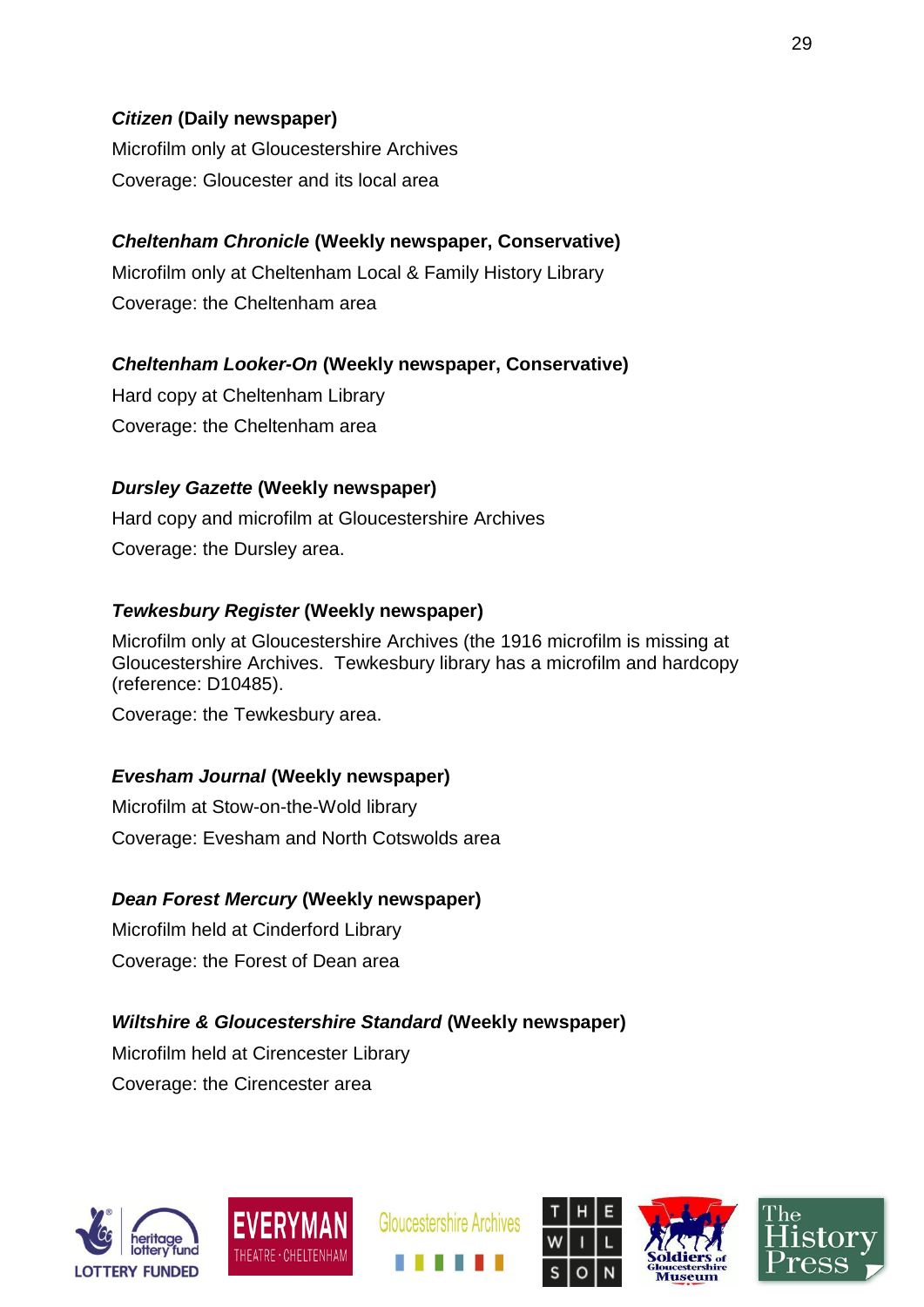***Citizen* (Daily newspaper)**

Microfilm only at Gloucestershire Archives

Coverage: Gloucester and its local area

***Cheltenham Chronicle* (Weekly newspaper, Conservative)**

Microfilm only at Cheltenham Local & Family History Library

Coverage: the Cheltenham area

***Cheltenham Looker-On* (Weekly newspaper, Conservative)**

Hard copy at Cheltenham Library

Coverage: the Cheltenham area

***Dursley Gazette* (Weekly newspaper)**

Hard copy and microfilm at Gloucestershire Archives

Coverage: the Dursley area.

***Tewkesbury Register* (Weekly newspaper)**

Microfilm only at Gloucestershire Archives (the 1916 microfilm is missing at Gloucestershire Archives. Tewkesbury library has a microfilm and hardcopy (reference: D10485).

Coverage: the Tewkesbury area.

***Evesham Journal* (Weekly newspaper)**

Microfilm at Stow-on-the-Wold library

Coverage: Evesham and North Cotswolds area

***Dean Forest Mercury* (Weekly newspaper)**

Microfilm held at Cinderford Library

Coverage: the Forest of Dean area

***Wiltshire & Gloucestershire Standard* (Weekly newspaper)**

Microfilm held at Cirencester Library

Coverage: the Cirencester area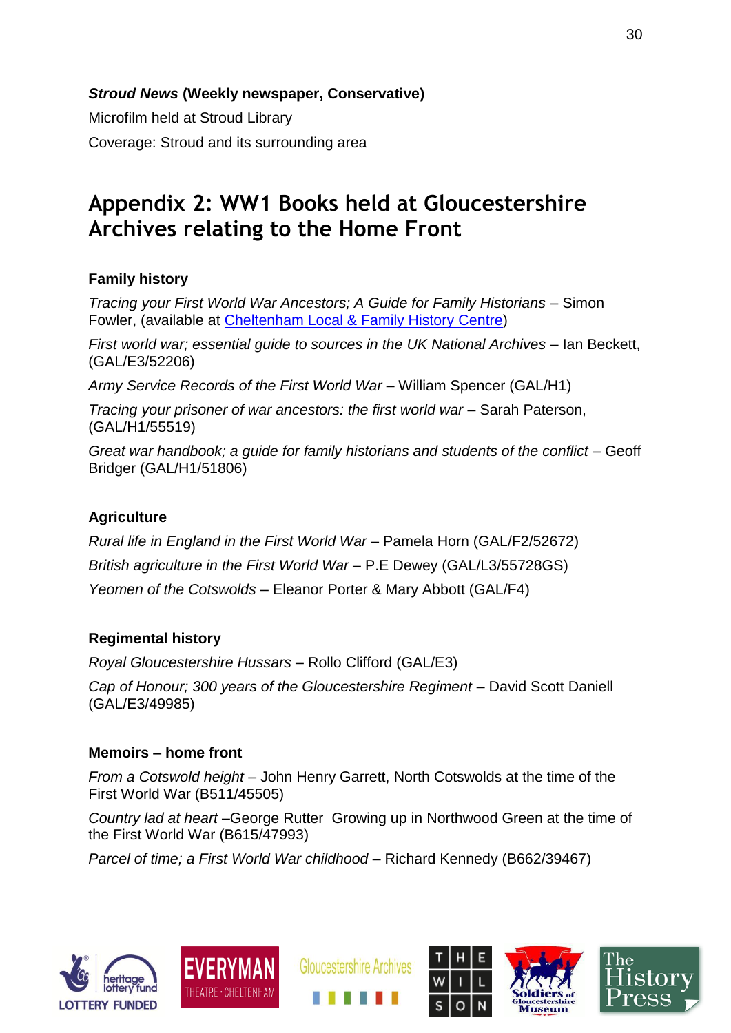***Stroud News*** **(Weekly newspaper, Conservative)**

Microfilm held at Stroud Library

Coverage: Stroud and its surrounding area

# Appendix 2: WW1 Books held at Gloucestershire Archives relating to the Home Front

### Family history

*Tracing your First World War Ancestors; A Guide for Family Historians* – Simon Fowler, (available at Cheltenham Local & Family History Centre)

*First world war; essential guide to sources in the UK National Archives* – Ian Beckett, (GAL/E3/52206)

*Army Service Records of the First World War* – William Spencer (GAL/H1)

*Tracing your prisoner of war ancestors: the first world war* – Sarah Paterson, (GAL/H1/55519)

*Great war handbook; a guide for family historians and students of the conflict* – Geoff Bridger (GAL/H1/51806)

### Agriculture

*Rural life in England in the First World War* – Pamela Horn (GAL/F2/52672)

*British agriculture in the First World War* – P.E Dewey (GAL/L3/55728GS)

*Yeomen of the Cotswolds* – Eleanor Porter & Mary Abbott (GAL/F4)

### Regimental history

*Royal Gloucestershire Hussars* – Rollo Clifford (GAL/E3)

*Cap of Honour; 300 years of the Gloucestershire Regiment* – David Scott Daniell (GAL/E3/49985)

### Memoirs – home front

*From a Cotswold height* – John Henry Garrett, North Cotswolds at the time of the First World War (B511/45505)

*Country lad at heart* –George Rutter  Growing up in Northwood Green at the time of the First World War (B615/47993)

*Parcel of time; a First World War childhood* – Richard Kennedy (B662/39467)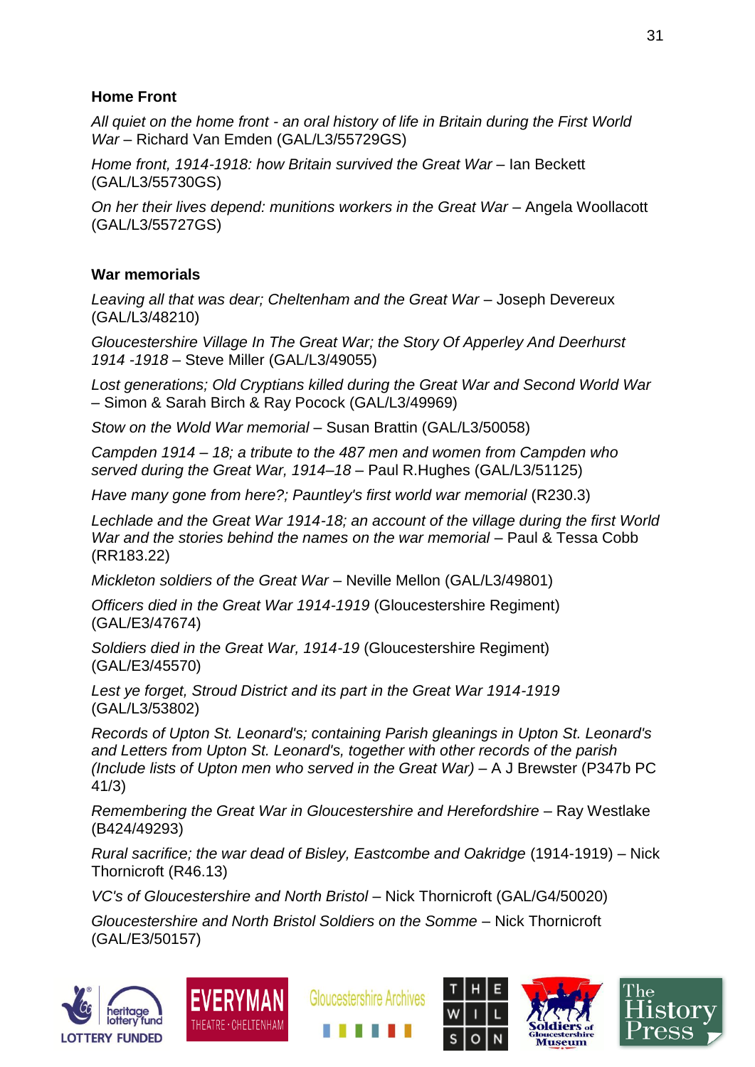## Home Front

*All quiet on the home front - an oral history of life in Britain during the First World War* – Richard Van Emden (GAL/L3/55729GS)

*Home front, 1914-1918: how Britain survived the Great War* – Ian Beckett (GAL/L3/55730GS)

*On her lives depend: munitions workers in the Great War* – Angela Woollacott (GAL/L3/55727GS)

## War memorials

*Leaving all that was dear; Cheltenham and the Great War* – Joseph Devereux (GAL/L3/48210)

*Gloucestershire Village In The Great War; the Story Of Apperley And Deerhurst 1914 -1918* – Steve Miller (GAL/L3/49055)

*Lost generations; Old Cryptians killed during the Great War and Second World War* – Simon & Sarah Birch & Ray Pocock (GAL/L3/49969)

*Stow on the Wold War memorial* – Susan Brattin (GAL/L3/50058)

*Campden 1914 – 18; a tribute to the 487 men and women from Campden who served during the Great War, 1914–18* – Paul R.Hughes (GAL/L3/51125)

*Have many gone from here?; Pauntley's first world war memorial* (R230.3)

*Lechlade and the Great War 1914-18; an account of the village during the first World War and the stories behind the names on the war memorial* – Paul & Tessa Cobb (RR183.22)

*Mickleton soldiers of the Great War* – Neville Mellon (GAL/L3/49801)

*Officers died in the Great War 1914-1919* (Gloucestershire Regiment) (GAL/E3/47674)

*Soldiers died in the Great War, 1914-19* (Gloucestershire Regiment) (GAL/E3/45570)

*Lest ye forget, Stroud District and its part in the Great War 1914-1919* (GAL/L3/53802)

*Records of Upton St. Leonard's; containing Parish gleanings in Upton St. Leonard's and Letters from Upton St. Leonard's, together with other records of the parish (Include lists of Upton men who served in the Great War)* – A J Brewster (P347b PC 41/3)

*Remembering the Great War in Gloucestershire and Herefordshire* – Ray Westlake (B424/49293)

*Rural sacrifice; the war dead of Bisley, Eastcombe and Oakridge* (1914-1919) – Nick Thornicroft (R46.13)

*VC's of Gloucestershire and North Bristol* – Nick Thornicroft (GAL/G4/50020)

*Gloucestershire and North Bristol Soldiers on the Somme* – Nick Thornicroft (GAL/E3/50157)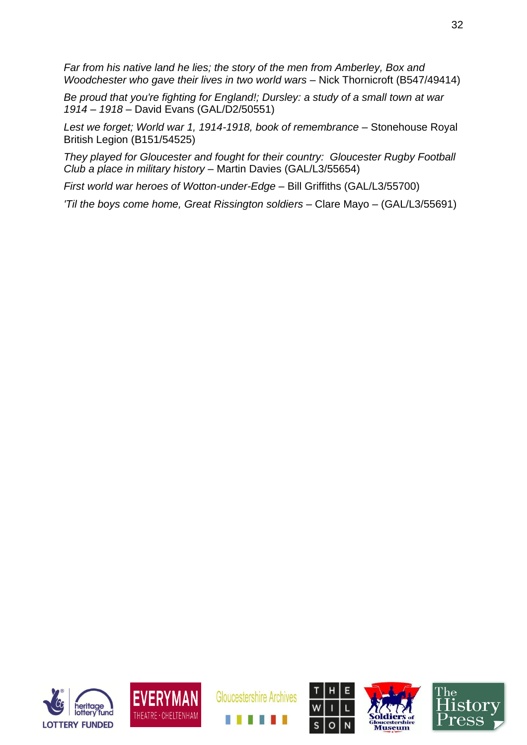*Far from his native land he lies; the story of the men from Amberley, Box and Woodchester who gave their lives in two world wars* – Nick Thornicroft (B547/49414)

*Be proud that you're fighting for England!; Dursley: a study of a small town at war 1914 – 1918* – David Evans (GAL/D2/50551)

*Lest we forget; World war 1, 1914-1918, book of remembrance* – Stonehouse Royal British Legion (B151/54525)

*They played for Gloucester and fought for their country: Gloucester Rugby Football Club a place in military history* – Martin Davies (GAL/L3/55654)

*First world war heroes of Wotton-under-Edge* – Bill Griffiths (GAL/L3/55700)

*'Til the boys come home, Great Rissington soldiers* – Clare Mayo – (GAL/L3/55691)

heritage lottery fund LOTTERY FUNDED

EVERYMAN THEATRE · CHELTENHAM

Gloucestershire Archives

THE WILSON

Soldiers of Gloucestershire Museum

The History Press